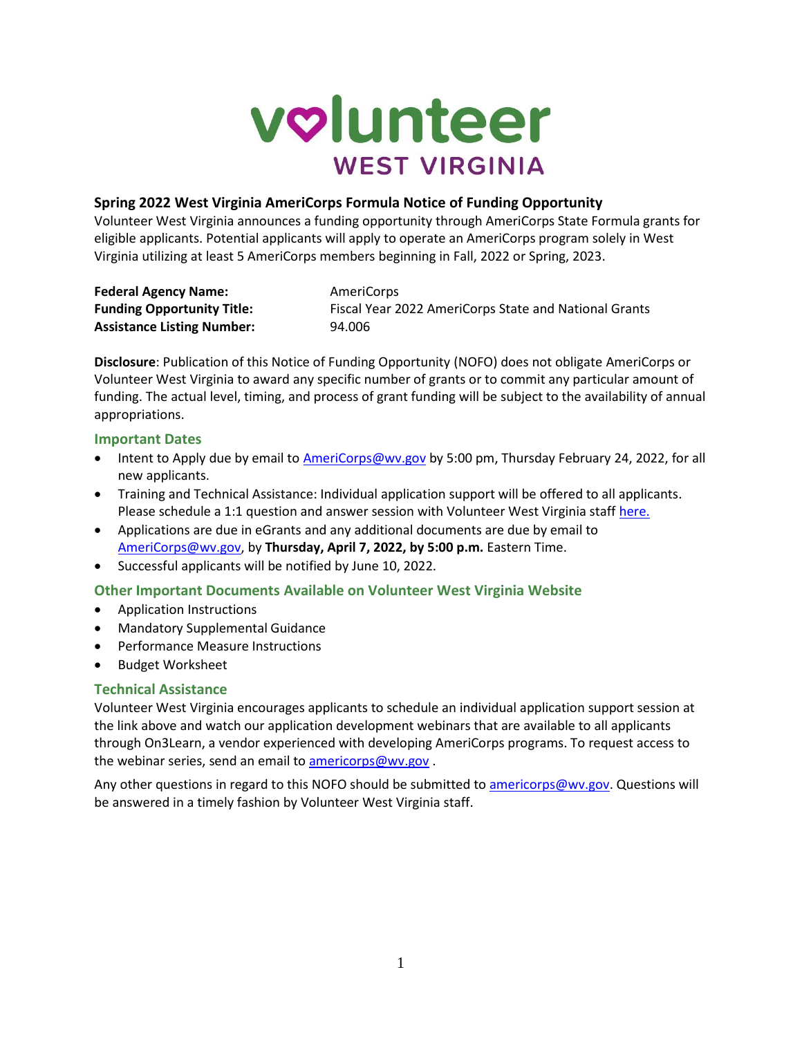# volunteer WEST VIRGINIA

## Spring 2022 West Virginia AmeriCorps Formula Notice of Funding Opportunity

Volunteer West Virginia announces a funding opportunity through AmeriCorps State Formula grants for eligible applicants. Potential applicants will apply to operate an AmeriCorps program solely in West Virginia utilizing at least 5 AmeriCorps members beginning in Fall, 2022 or Spring, 2023.

| | |
|---|---|
| **Federal Agency Name:** | AmeriCorps |
| **Funding Opportunity Title:** | Fiscal Year 2022 AmeriCorps State and National Grants |
| **Assistance Listing Number:** | 94.006 |

**Disclosure**: Publication of this Notice of Funding Opportunity (NOFO) does not obligate AmeriCorps or Volunteer West Virginia to award any specific number of grants or to commit any particular amount of funding. The actual level, timing, and process of grant funding will be subject to the availability of annual appropriations.

### Important Dates

- Intent to Apply due by email to AmeriCorps@wv.gov by 5:00 pm, Thursday February 24, 2022, for all new applicants.
- Training and Technical Assistance: Individual application support will be offered to all applicants. Please schedule a 1:1 question and answer session with Volunteer West Virginia staff here.
- Applications are due in eGrants and any additional documents are due by email to AmeriCorps@wv.gov, by **Thursday, April 7, 2022, by 5:00 p.m.** Eastern Time.
- Successful applicants will be notified by June 10, 2022.

### Other Important Documents Available on Volunteer West Virginia Website

- Application Instructions
- Mandatory Supplemental Guidance
- Performance Measure Instructions
- Budget Worksheet

### Technical Assistance

Volunteer West Virginia encourages applicants to schedule an individual application support session at the link above and watch our application development webinars that are available to all applicants through On3Learn, a vendor experienced with developing AmeriCorps programs. To request access to the webinar series, send an email to americorps@wv.gov .

Any other questions in regard to this NOFO should be submitted to americorps@wv.gov. Questions will be answered in a timely fashion by Volunteer West Virginia staff.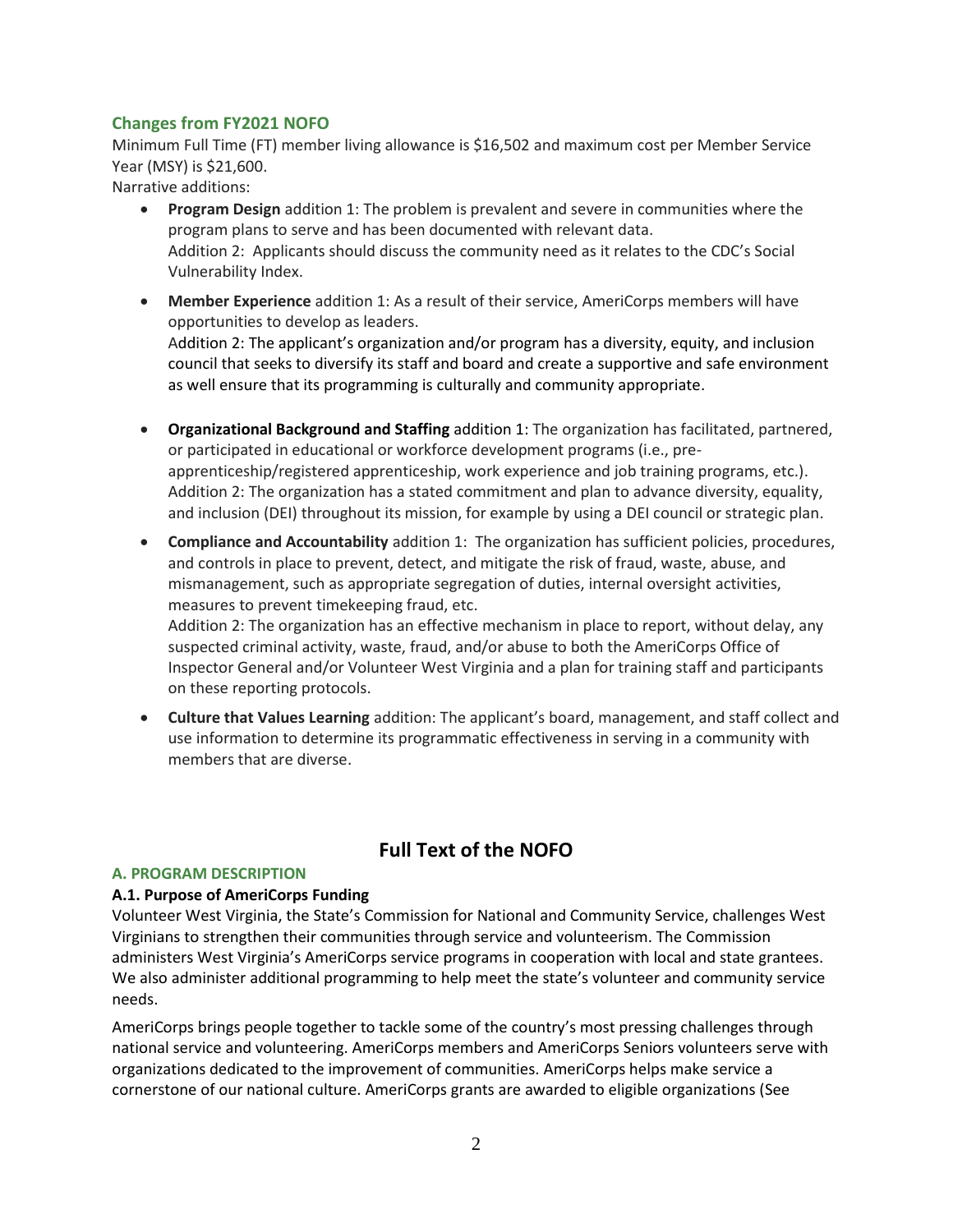### Changes from FY2021 NOFO

Minimum Full Time (FT) member living allowance is $16,502 and maximum cost per Member Service Year (MSY) is $21,600.

Narrative additions:

- **Program Design** addition 1: The problem is prevalent and severe in communities where the program plans to serve and has been documented with relevant data.
  Addition 2: Applicants should discuss the community need as it relates to the CDC's Social Vulnerability Index.
- **Member Experience** addition 1: As a result of their service, AmeriCorps members will have opportunities to develop as leaders.
  Addition 2: The applicant's organization and/or program has a diversity, equity, and inclusion council that seeks to diversify its staff and board and create a supportive and safe environment as well ensure that its programming is culturally and community appropriate.
- **Organizational Background and Staffing** addition 1: The organization has facilitated, partnered, or participated in educational or workforce development programs (i.e., pre-apprenticeship/registered apprenticeship, work experience and job training programs, etc.).
  Addition 2: The organization has a stated commitment and plan to advance diversity, equality, and inclusion (DEI) throughout its mission, for example by using a DEI council or strategic plan.
- **Compliance and Accountability** addition 1: The organization has sufficient policies, procedures, and controls in place to prevent, detect, and mitigate the risk of fraud, waste, abuse, and mismanagement, such as appropriate segregation of duties, internal oversight activities, measures to prevent timekeeping fraud, etc.
  Addition 2: The organization has an effective mechanism in place to report, without delay, any suspected criminal activity, waste, fraud, and/or abuse to both the AmeriCorps Office of Inspector General and/or Volunteer West Virginia and a plan for training staff and participants on these reporting protocols.
- **Culture that Values Learning** addition: The applicant's board, management, and staff collect and use information to determine its programmatic effectiveness in serving in a community with members that are diverse.

## Full Text of the NOFO

### A. PROGRAM DESCRIPTION

#### A.1. Purpose of AmeriCorps Funding

Volunteer West Virginia, the State's Commission for National and Community Service, challenges West Virginians to strengthen their communities through service and volunteerism. The Commission administers West Virginia's AmeriCorps service programs in cooperation with local and state grantees. We also administer additional programming to help meet the state's volunteer and community service needs.

AmeriCorps brings people together to tackle some of the country's most pressing challenges through national service and volunteering. AmeriCorps members and AmeriCorps Seniors volunteers serve with organizations dedicated to the improvement of communities. AmeriCorps helps make service a cornerstone of our national culture. AmeriCorps grants are awarded to eligible organizations (See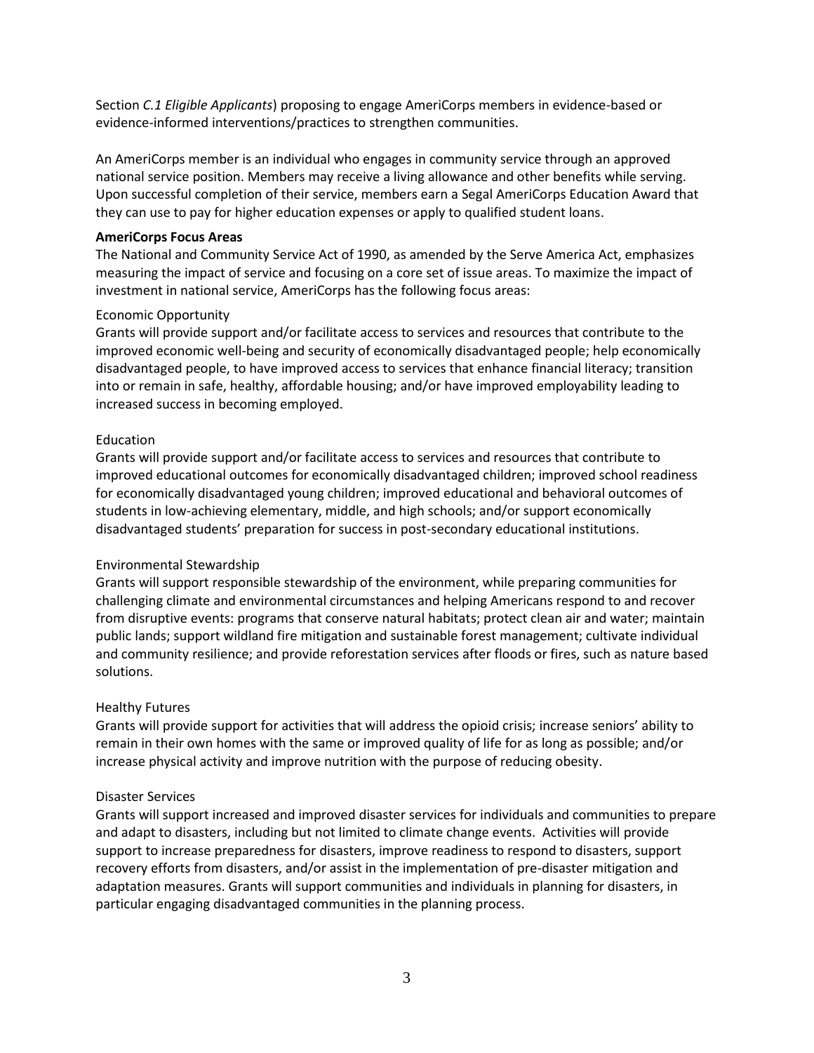Section *C.1 Eligible Applicants*) proposing to engage AmeriCorps members in evidence-based or evidence-informed interventions/practices to strengthen communities.

An AmeriCorps member is an individual who engages in community service through an approved national service position. Members may receive a living allowance and other benefits while serving. Upon successful completion of their service, members earn a Segal AmeriCorps Education Award that they can use to pay for higher education expenses or apply to qualified student loans.

**AmeriCorps Focus Areas**

The National and Community Service Act of 1990, as amended by the Serve America Act, emphasizes measuring the impact of service and focusing on a core set of issue areas. To maximize the impact of investment in national service, AmeriCorps has the following focus areas:

Economic Opportunity

Grants will provide support and/or facilitate access to services and resources that contribute to the improved economic well-being and security of economically disadvantaged people; help economically disadvantaged people, to have improved access to services that enhance financial literacy; transition into or remain in safe, healthy, affordable housing; and/or have improved employability leading to increased success in becoming employed.

Education

Grants will provide support and/or facilitate access to services and resources that contribute to improved educational outcomes for economically disadvantaged children; improved school readiness for economically disadvantaged young children; improved educational and behavioral outcomes of students in low-achieving elementary, middle, and high schools; and/or support economically disadvantaged students' preparation for success in post-secondary educational institutions.

Environmental Stewardship

Grants will support responsible stewardship of the environment, while preparing communities for challenging climate and environmental circumstances and helping Americans respond to and recover from disruptive events: programs that conserve natural habitats; protect clean air and water; maintain public lands; support wildland fire mitigation and sustainable forest management; cultivate individual and community resilience; and provide reforestation services after floods or fires, such as nature based solutions.

Healthy Futures

Grants will provide support for activities that will address the opioid crisis; increase seniors' ability to remain in their own homes with the same or improved quality of life for as long as possible; and/or increase physical activity and improve nutrition with the purpose of reducing obesity.

Disaster Services

Grants will support increased and improved disaster services for individuals and communities to prepare and adapt to disasters, including but not limited to climate change events. Activities will provide support to increase preparedness for disasters, improve readiness to respond to disasters, support recovery efforts from disasters, and/or assist in the implementation of pre-disaster mitigation and adaptation measures. Grants will support communities and individuals in planning for disasters, in particular engaging disadvantaged communities in the planning process.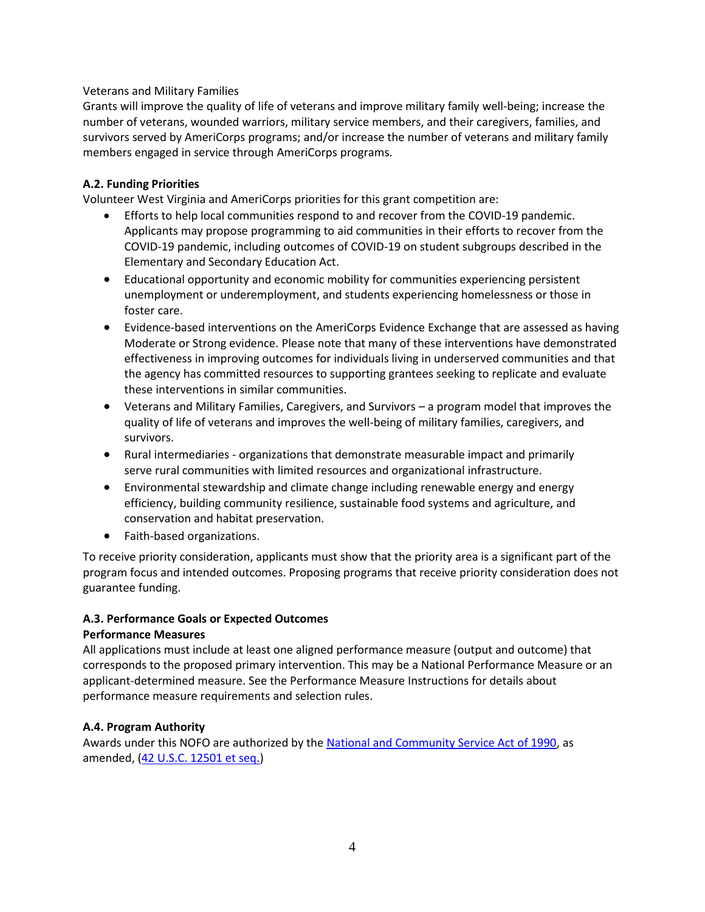Veterans and Military Families
Grants will improve the quality of life of veterans and improve military family well-being; increase the number of veterans, wounded warriors, military service members, and their caregivers, families, and survivors served by AmeriCorps programs; and/or increase the number of veterans and military family members engaged in service through AmeriCorps programs.

### A.2. Funding Priorities

Volunteer West Virginia and AmeriCorps priorities for this grant competition are:

- Efforts to help local communities respond to and recover from the COVID-19 pandemic. Applicants may propose programming to aid communities in their efforts to recover from the COVID-19 pandemic, including outcomes of COVID-19 on student subgroups described in the Elementary and Secondary Education Act.
- Educational opportunity and economic mobility for communities experiencing persistent unemployment or underemployment, and students experiencing homelessness or those in foster care.
- Evidence-based interventions on the AmeriCorps Evidence Exchange that are assessed as having Moderate or Strong evidence. Please note that many of these interventions have demonstrated effectiveness in improving outcomes for individuals living in underserved communities and that the agency has committed resources to supporting grantees seeking to replicate and evaluate these interventions in similar communities.
- Veterans and Military Families, Caregivers, and Survivors – a program model that improves the quality of life of veterans and improves the well-being of military families, caregivers, and survivors.
- Rural intermediaries - organizations that demonstrate measurable impact and primarily serve rural communities with limited resources and organizational infrastructure.
- Environmental stewardship and climate change including renewable energy and energy efficiency, building community resilience, sustainable food systems and agriculture, and conservation and habitat preservation.
- Faith-based organizations.

To receive priority consideration, applicants must show that the priority area is a significant part of the program focus and intended outcomes. Proposing programs that receive priority consideration does not guarantee funding.

### A.3. Performance Goals or Expected Outcomes

**Performance Measures**

All applications must include at least one aligned performance measure (output and outcome) that corresponds to the proposed primary intervention. This may be a National Performance Measure or an applicant-determined measure. See the Performance Measure Instructions for details about performance measure requirements and selection rules.

### A.4. Program Authority

Awards under this NOFO are authorized by the National and Community Service Act of 1990, as amended, (42 U.S.C. 12501 et seq.)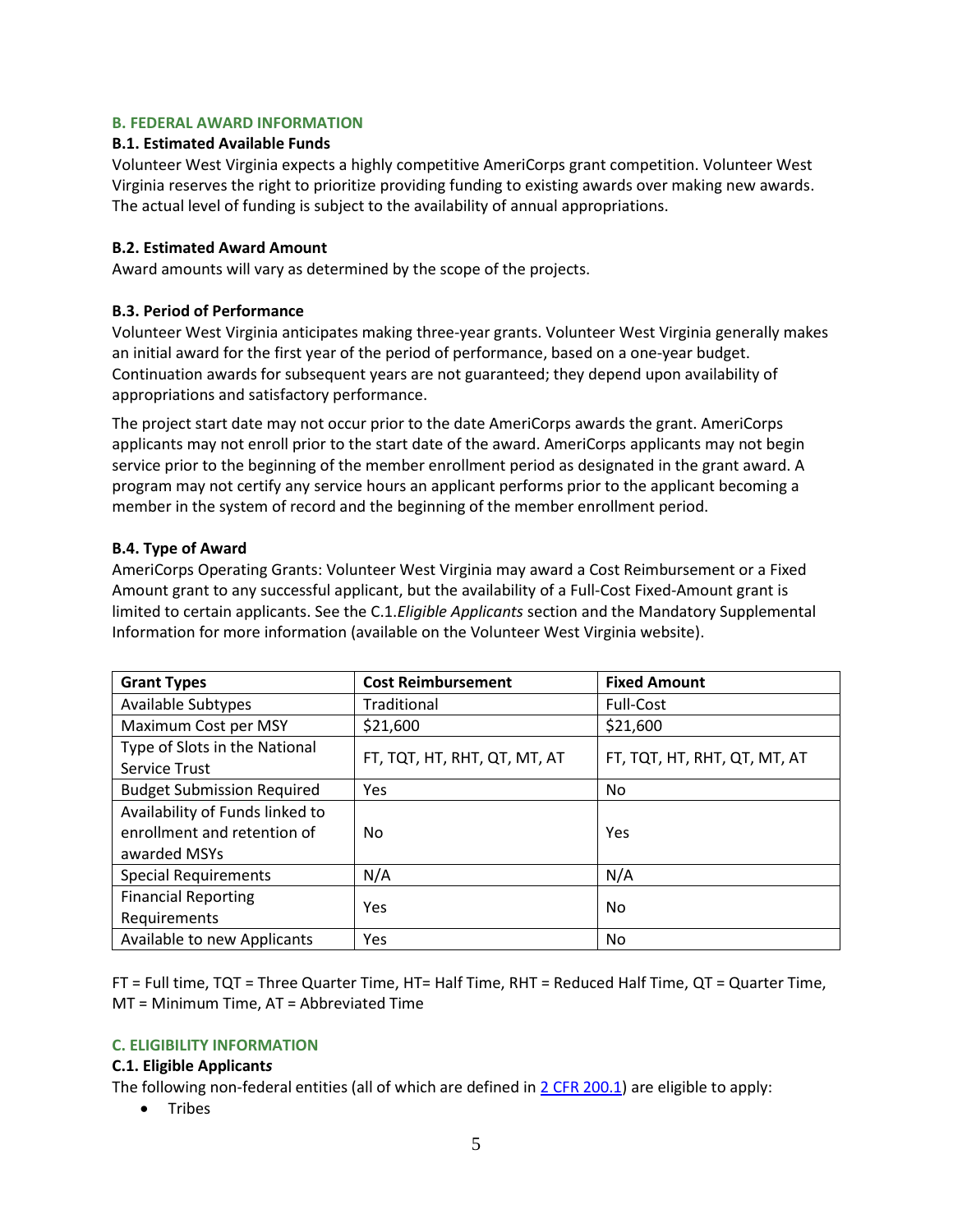## B. FEDERAL AWARD INFORMATION

### B.1. Estimated Available Funds

Volunteer West Virginia expects a highly competitive AmeriCorps grant competition. Volunteer West Virginia reserves the right to prioritize providing funding to existing awards over making new awards. The actual level of funding is subject to the availability of annual appropriations.

### B.2. Estimated Award Amount

Award amounts will vary as determined by the scope of the projects.

### B.3. Period of Performance

Volunteer West Virginia anticipates making three-year grants. Volunteer West Virginia generally makes an initial award for the first year of the period of performance, based on a one-year budget. Continuation awards for subsequent years are not guaranteed; they depend upon availability of appropriations and satisfactory performance.

The project start date may not occur prior to the date AmeriCorps awards the grant. AmeriCorps applicants may not enroll prior to the start date of the award. AmeriCorps applicants may not begin service prior to the beginning of the member enrollment period as designated in the grant award. A program may not certify any service hours an applicant performs prior to the applicant becoming a member in the system of record and the beginning of the member enrollment period.

### B.4. Type of Award

AmeriCorps Operating Grants: Volunteer West Virginia may award a Cost Reimbursement or a Fixed Amount grant to any successful applicant, but the availability of a Full-Cost Fixed-Amount grant is limited to certain applicants. See the C.1.*Eligible Applicants* section and the Mandatory Supplemental Information for more information (available on the Volunteer West Virginia website).

| Grant Types | Cost Reimbursement | Fixed Amount |
|---|---|---|
| Available Subtypes | Traditional | Full-Cost |
| Maximum Cost per MSY | $21,600 | $21,600 |
| Type of Slots in the National Service Trust | FT, TQT, HT, RHT, QT, MT, AT | FT, TQT, HT, RHT, QT, MT, AT |
| Budget Submission Required | Yes | No |
| Availability of Funds linked to enrollment and retention of awarded MSYs | No | Yes |
| Special Requirements | N/A | N/A |
| Financial Reporting Requirements | Yes | No |
| Available to new Applicants | Yes | No |

FT = Full time, TQT = Three Quarter Time, HT= Half Time, RHT = Reduced Half Time, QT = Quarter Time, MT = Minimum Time, AT = Abbreviated Time

## C. ELIGIBILITY INFORMATION

### C.1. Eligible Applicant*s*

The following non-federal entities (all of which are defined in 2 CFR 200.1) are eligible to apply:

- Tribes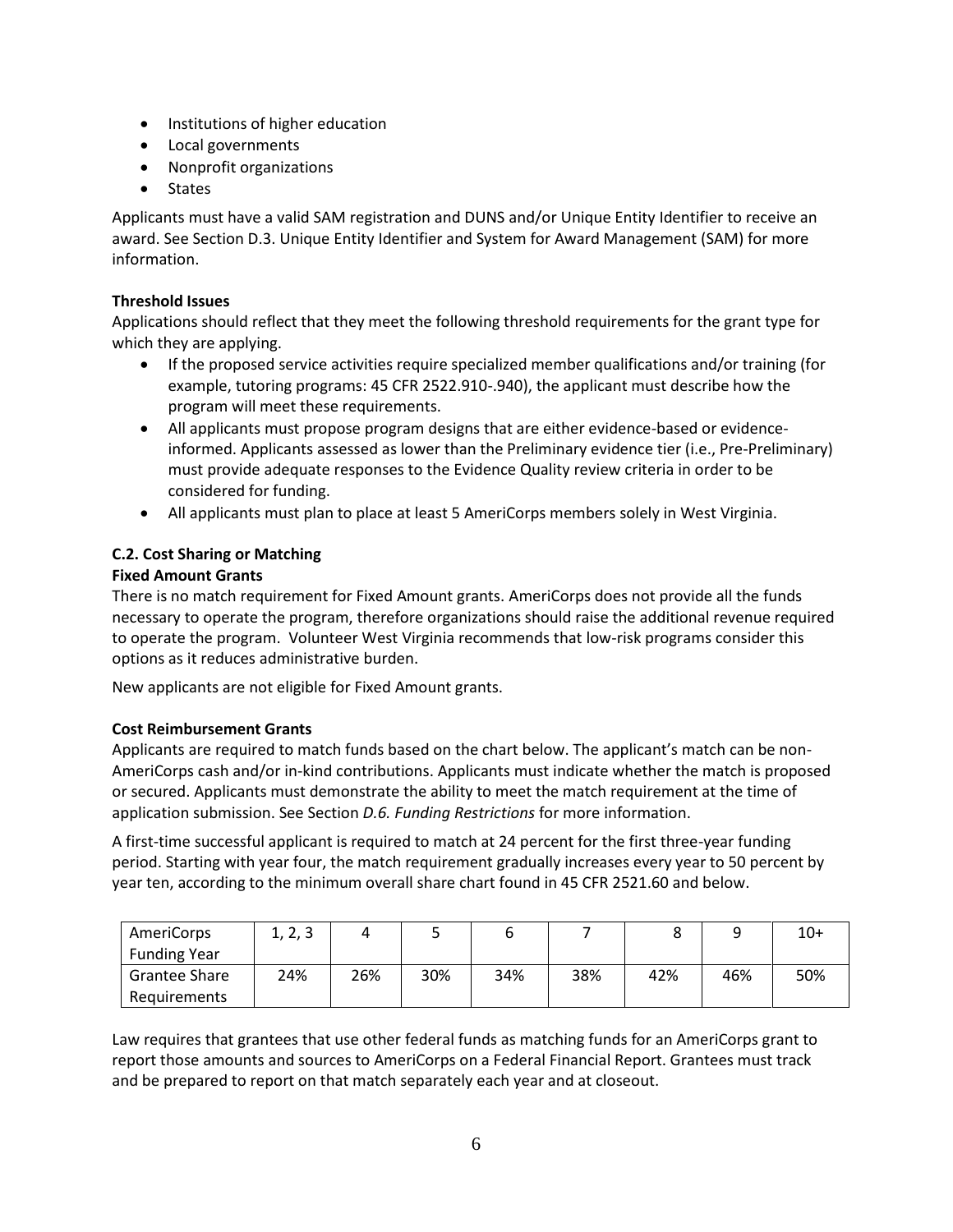- Institutions of higher education
- Local governments
- Nonprofit organizations
- States

Applicants must have a valid SAM registration and DUNS and/or Unique Entity Identifier to receive an award. See Section D.3. Unique Entity Identifier and System for Award Management (SAM) for more information.

**Threshold Issues**

Applications should reflect that they meet the following threshold requirements for the grant type for which they are applying.

- If the proposed service activities require specialized member qualifications and/or training (for example, tutoring programs: 45 CFR 2522.910-.940), the applicant must describe how the program will meet these requirements.
- All applicants must propose program designs that are either evidence-based or evidence-informed. Applicants assessed as lower than the Preliminary evidence tier (i.e., Pre-Preliminary) must provide adequate responses to the Evidence Quality review criteria in order to be considered for funding.
- All applicants must plan to place at least 5 AmeriCorps members solely in West Virginia.

**C.2. Cost Sharing or Matching**

**Fixed Amount Grants**

There is no match requirement for Fixed Amount grants. AmeriCorps does not provide all the funds necessary to operate the program, therefore organizations should raise the additional revenue required to operate the program. Volunteer West Virginia recommends that low-risk programs consider this options as it reduces administrative burden.

New applicants are not eligible for Fixed Amount grants.

**Cost Reimbursement Grants**

Applicants are required to match funds based on the chart below. The applicant's match can be non-AmeriCorps cash and/or in-kind contributions. Applicants must indicate whether the match is proposed or secured. Applicants must demonstrate the ability to meet the match requirement at the time of application submission. See Section *D.6. Funding Restrictions* for more information.

A first-time successful applicant is required to match at 24 percent for the first three-year funding period. Starting with year four, the match requirement gradually increases every year to 50 percent by year ten, according to the minimum overall share chart found in 45 CFR 2521.60 and below.

| AmeriCorps Funding Year | 1, 2, 3 | 4 | 5 | 6 | 7 | 8 | 9 | 10+ |
|---|---|---|---|---|---|---|---|---|
| Grantee Share Requirements | 24% | 26% | 30% | 34% | 38% | 42% | 46% | 50% |

Law requires that grantees that use other federal funds as matching funds for an AmeriCorps grant to report those amounts and sources to AmeriCorps on a Federal Financial Report. Grantees must track and be prepared to report on that match separately each year and at closeout.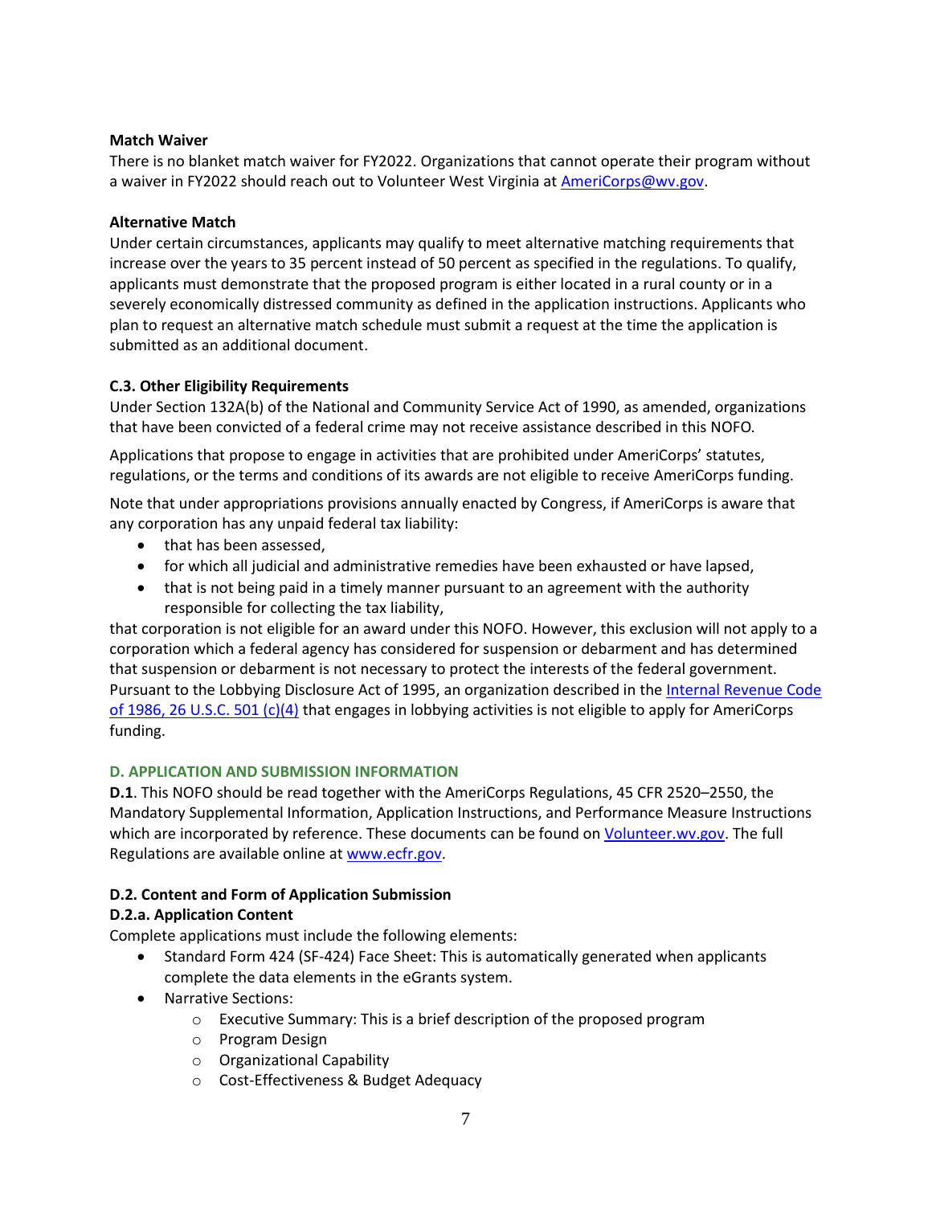**Match Waiver**

There is no blanket match waiver for FY2022. Organizations that cannot operate their program without a waiver in FY2022 should reach out to Volunteer West Virginia at [AmeriCorps@wv.gov](mailto:AmeriCorps@wv.gov).

**Alternative Match**

Under certain circumstances, applicants may qualify to meet alternative matching requirements that increase over the years to 35 percent instead of 50 percent as specified in the regulations. To qualify, applicants must demonstrate that the proposed program is either located in a rural county or in a severely economically distressed community as defined in the application instructions. Applicants who plan to request an alternative match schedule must submit a request at the time the application is submitted as an additional document.

**C.3. Other Eligibility Requirements**

Under Section 132A(b) of the National and Community Service Act of 1990, as amended, organizations that have been convicted of a federal crime may not receive assistance described in this NOFO.

Applications that propose to engage in activities that are prohibited under AmeriCorps' statutes, regulations, or the terms and conditions of its awards are not eligible to receive AmeriCorps funding.

Note that under appropriations provisions annually enacted by Congress, if AmeriCorps is aware that any corporation has any unpaid federal tax liability:

- that has been assessed,
- for which all judicial and administrative remedies have been exhausted or have lapsed,
- that is not being paid in a timely manner pursuant to an agreement with the authority responsible for collecting the tax liability,

that corporation is not eligible for an award under this NOFO. However, this exclusion will not apply to a corporation which a federal agency has considered for suspension or debarment and has determined that suspension or debarment is not necessary to protect the interests of the federal government. Pursuant to the Lobbying Disclosure Act of 1995, an organization described in the Internal Revenue Code of 1986, 26 U.S.C. 501 (c)(4) that engages in lobbying activities is not eligible to apply for AmeriCorps funding.

## D. APPLICATION AND SUBMISSION INFORMATION

**D.1**. This NOFO should be read together with the AmeriCorps Regulations, 45 CFR 2520–2550, the Mandatory Supplemental Information, Application Instructions, and Performance Measure Instructions which are incorporated by reference. These documents can be found on Volunteer.wv.gov. The full Regulations are available online at www.ecfr.gov.

**D.2. Content and Form of Application Submission**

**D.2.a. Application Content**

Complete applications must include the following elements:

- Standard Form 424 (SF-424) Face Sheet: This is automatically generated when applicants complete the data elements in the eGrants system.
- Narrative Sections:
  - Executive Summary: This is a brief description of the proposed program
  - Program Design
  - Organizational Capability
  - Cost-Effectiveness & Budget Adequacy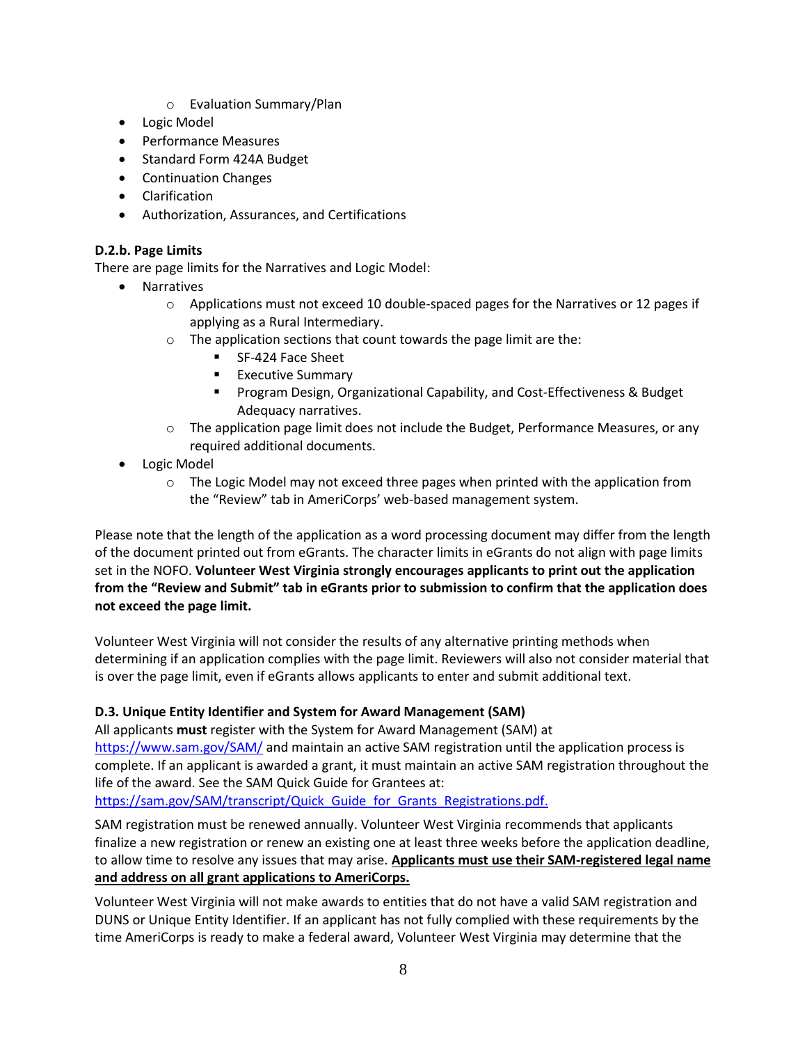- Evaluation Summary/Plan
- Logic Model
- Performance Measures
- Standard Form 424A Budget
- Continuation Changes
- Clarification
- Authorization, Assurances, and Certifications

**D.2.b. Page Limits**

There are page limits for the Narratives and Logic Model:

- Narratives
    - Applications must not exceed 10 double-spaced pages for the Narratives or 12 pages if applying as a Rural Intermediary.
    - The application sections that count towards the page limit are the:
        - SF-424 Face Sheet
        - Executive Summary
        - Program Design, Organizational Capability, and Cost-Effectiveness & Budget Adequacy narratives.
    - The application page limit does not include the Budget, Performance Measures, or any required additional documents.
- Logic Model
    - The Logic Model may not exceed three pages when printed with the application from the "Review" tab in AmeriCorps' web-based management system.

Please note that the length of the application as a word processing document may differ from the length of the document printed out from eGrants. The character limits in eGrants do not align with page limits set in the NOFO. **Volunteer West Virginia strongly encourages applicants to print out the application from the "Review and Submit" tab in eGrants prior to submission to confirm that the application does not exceed the page limit.**

Volunteer West Virginia will not consider the results of any alternative printing methods when determining if an application complies with the page limit. Reviewers will also not consider material that is over the page limit, even if eGrants allows applicants to enter and submit additional text.

**D.3. Unique Entity Identifier and System for Award Management (SAM)**

All applicants **must** register with the System for Award Management (SAM) at https://www.sam.gov/SAM/ and maintain an active SAM registration until the application process is complete. If an applicant is awarded a grant, it must maintain an active SAM registration throughout the life of the award. See the SAM Quick Guide for Grantees at: https://sam.gov/SAM/transcript/Quick_Guide_for_Grants_Registrations.pdf.

SAM registration must be renewed annually. Volunteer West Virginia recommends that applicants finalize a new registration or renew an existing one at least three weeks before the application deadline, to allow time to resolve any issues that may arise. **Applicants must use their SAM-registered legal name and address on all grant applications to AmeriCorps.**

Volunteer West Virginia will not make awards to entities that do not have a valid SAM registration and DUNS or Unique Entity Identifier. If an applicant has not fully complied with these requirements by the time AmeriCorps is ready to make a federal award, Volunteer West Virginia may determine that the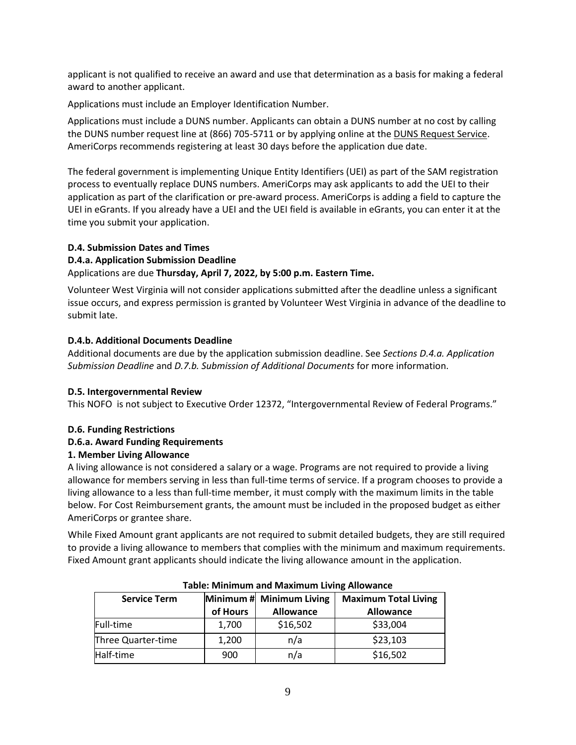applicant is not qualified to receive an award and use that determination as a basis for making a federal award to another applicant.

Applications must include an Employer Identification Number.

Applications must include a DUNS number. Applicants can obtain a DUNS number at no cost by calling the DUNS number request line at (866) 705-5711 or by applying online at the DUNS Request Service. AmeriCorps recommends registering at least 30 days before the application due date.

The federal government is implementing Unique Entity Identifiers (UEI) as part of the SAM registration process to eventually replace DUNS numbers. AmeriCorps may ask applicants to add the UEI to their application as part of the clarification or pre-award process. AmeriCorps is adding a field to capture the UEI in eGrants. If you already have a UEI and the UEI field is available in eGrants, you can enter it at the time you submit your application.

**D.4. Submission Dates and Times**

**D.4.a. Application Submission Deadline**

Applications are due **Thursday, April 7, 2022, by 5:00 p.m. Eastern Time.**

Volunteer West Virginia will not consider applications submitted after the deadline unless a significant issue occurs, and express permission is granted by Volunteer West Virginia in advance of the deadline to submit late.

**D.4.b. Additional Documents Deadline**

Additional documents are due by the application submission deadline. See *Sections D.4.a. Application Submission Deadline* and *D.7.b. Submission of Additional Documents* for more information.

**D.5. Intergovernmental Review**

This NOFO is not subject to Executive Order 12372, "Intergovernmental Review of Federal Programs."

**D.6. Funding Restrictions**

**D.6.a. Award Funding Requirements**

**1. Member Living Allowance**

A living allowance is not considered a salary or a wage. Programs are not required to provide a living allowance for members serving in less than full-time terms of service. If a program chooses to provide a living allowance to a less than full-time member, it must comply with the maximum limits in the table below. For Cost Reimbursement grants, the amount must be included in the proposed budget as either AmeriCorps or grantee share.

While Fixed Amount grant applicants are not required to submit detailed budgets, they are still required to provide a living allowance to members that complies with the minimum and maximum requirements. Fixed Amount grant applicants should indicate the living allowance amount in the application.

**Table: Minimum and Maximum Living Allowance**

| Service Term | Minimum # of Hours | Minimum Living Allowance | Maximum Total Living Allowance |
|---|---|---|---|
| Full-time | 1,700 | $16,502 | $33,004 |
| Three Quarter-time | 1,200 | n/a | $23,103 |
| Half-time | 900 | n/a | $16,502 |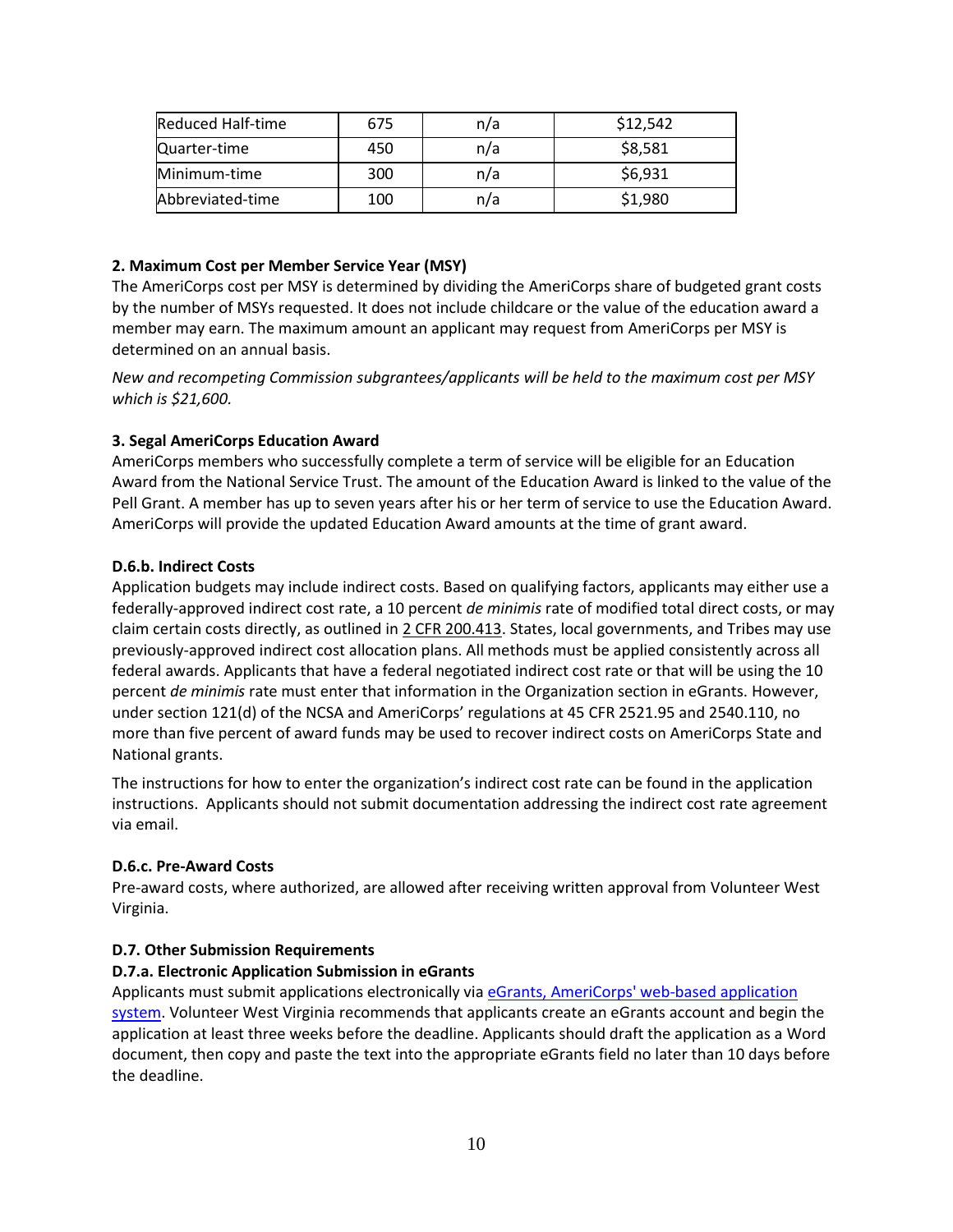| Reduced Half-time | 675 | n/a | $12,542 |
|---|---|---|---|
| Quarter-time | 450 | n/a | $8,581 |
| Minimum-time | 300 | n/a | $6,931 |
| Abbreviated-time | 100 | n/a | $1,980 |

**2. Maximum Cost per Member Service Year (MSY)**

The AmeriCorps cost per MSY is determined by dividing the AmeriCorps share of budgeted grant costs by the number of MSYs requested. It does not include childcare or the value of the education award a member may earn. The maximum amount an applicant may request from AmeriCorps per MSY is determined on an annual basis.

*New and recompeting Commission subgrantees/applicants will be held to the maximum cost per MSY which is $21,600.*

**3. Segal AmeriCorps Education Award**

AmeriCorps members who successfully complete a term of service will be eligible for an Education Award from the National Service Trust. The amount of the Education Award is linked to the value of the Pell Grant. A member has up to seven years after his or her term of service to use the Education Award. AmeriCorps will provide the updated Education Award amounts at the time of grant award.

**D.6.b. Indirect Costs**

Application budgets may include indirect costs. Based on qualifying factors, applicants may either use a federally-approved indirect cost rate, a 10 percent *de minimis* rate of modified total direct costs, or may claim certain costs directly, as outlined in 2 CFR 200.413. States, local governments, and Tribes may use previously-approved indirect cost allocation plans. All methods must be applied consistently across all federal awards. Applicants that have a federal negotiated indirect cost rate or that will be using the 10 percent *de minimis* rate must enter that information in the Organization section in eGrants. However, under section 121(d) of the NCSA and AmeriCorps' regulations at 45 CFR 2521.95 and 2540.110, no more than five percent of award funds may be used to recover indirect costs on AmeriCorps State and National grants.

The instructions for how to enter the organization's indirect cost rate can be found in the application instructions. Applicants should not submit documentation addressing the indirect cost rate agreement via email.

**D.6.c. Pre-Award Costs**

Pre-award costs, where authorized, are allowed after receiving written approval from Volunteer West Virginia.

**D.7. Other Submission Requirements**

**D.7.a. Electronic Application Submission in eGrants**

Applicants must submit applications electronically via eGrants, AmeriCorps' web-based application system. Volunteer West Virginia recommends that applicants create an eGrants account and begin the application at least three weeks before the deadline. Applicants should draft the application as a Word document, then copy and paste the text into the appropriate eGrants field no later than 10 days before the deadline.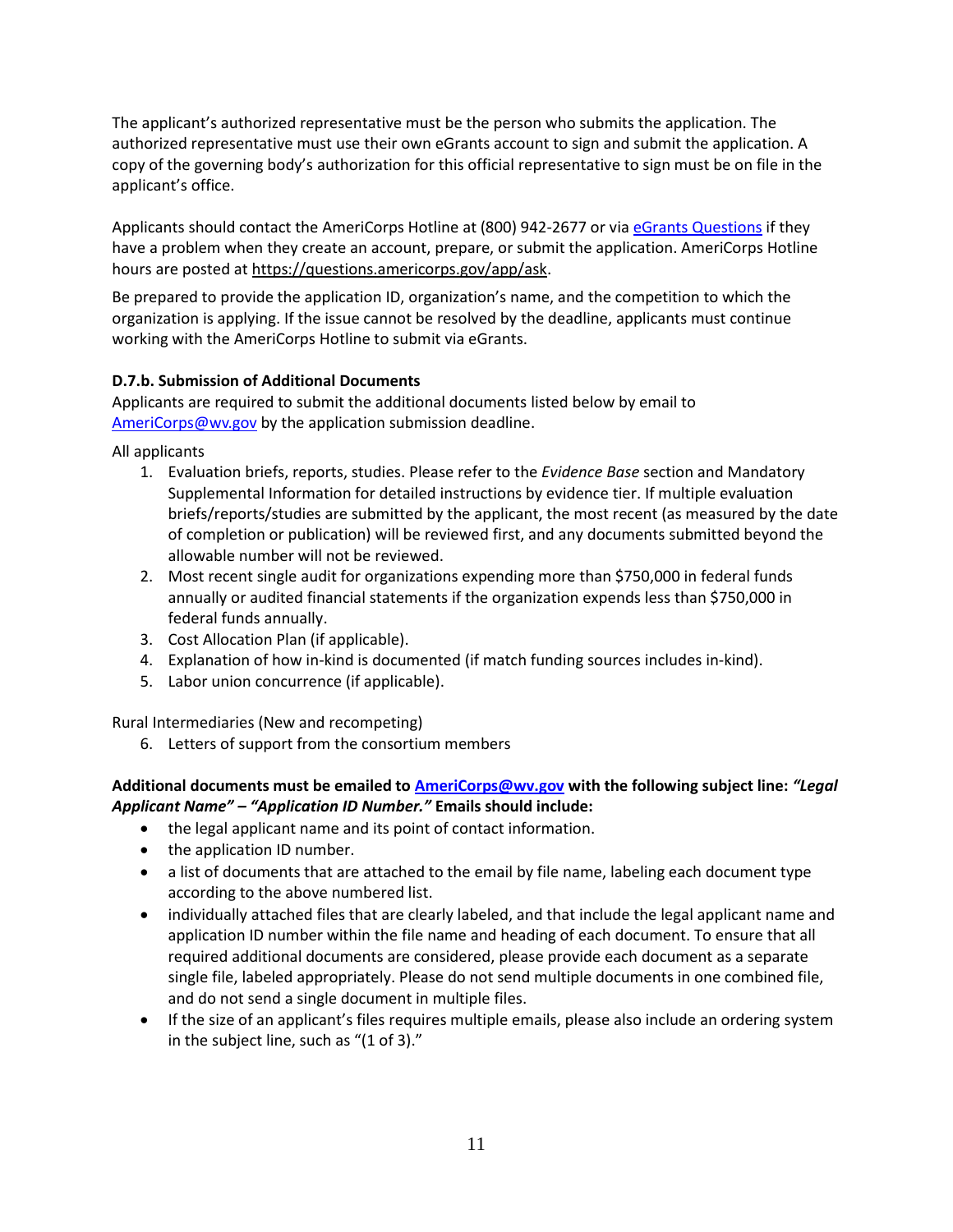The applicant's authorized representative must be the person who submits the application. The authorized representative must use their own eGrants account to sign and submit the application. A copy of the governing body's authorization for this official representative to sign must be on file in the applicant's office.

Applicants should contact the AmeriCorps Hotline at (800) 942-2677 or via [eGrants Questions]() if they have a problem when they create an account, prepare, or submit the application. AmeriCorps Hotline hours are posted at https://questions.americorps.gov/app/ask.

Be prepared to provide the application ID, organization's name, and the competition to which the organization is applying. If the issue cannot be resolved by the deadline, applicants must continue working with the AmeriCorps Hotline to submit via eGrants.

#### D.7.b. Submission of Additional Documents

Applicants are required to submit the additional documents listed below by email to AmeriCorps@wv.gov by the application submission deadline.

All applicants

1. Evaluation briefs, reports, studies. Please refer to the *Evidence Base* section and Mandatory Supplemental Information for detailed instructions by evidence tier. If multiple evaluation briefs/reports/studies are submitted by the applicant, the most recent (as measured by the date of completion or publication) will be reviewed first, and any documents submitted beyond the allowable number will not be reviewed.
2. Most recent single audit for organizations expending more than $750,000 in federal funds annually or audited financial statements if the organization expends less than $750,000 in federal funds annually.
3. Cost Allocation Plan (if applicable).
4. Explanation of how in-kind is documented (if match funding sources includes in-kind).
5. Labor union concurrence (if applicable).

Rural Intermediaries (New and recompeting)

6. Letters of support from the consortium members

**Additional documents must be emailed to AmeriCorps@wv.gov with the following subject line:** ***"Legal Applicant Name" – "Application ID Number."*** **Emails should include:**

- the legal applicant name and its point of contact information.
- the application ID number.
- a list of documents that are attached to the email by file name, labeling each document type according to the above numbered list.
- individually attached files that are clearly labeled, and that include the legal applicant name and application ID number within the file name and heading of each document. To ensure that all required additional documents are considered, please provide each document as a separate single file, labeled appropriately. Please do not send multiple documents in one combined file, and do not send a single document in multiple files.
- If the size of an applicant's files requires multiple emails, please also include an ordering system in the subject line, such as "(1 of 3)."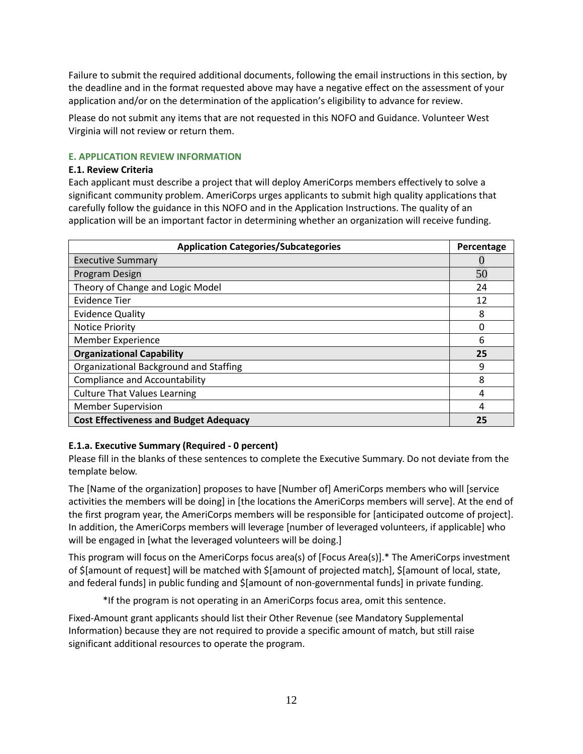Failure to submit the required additional documents, following the email instructions in this section, by the deadline and in the format requested above may have a negative effect on the assessment of your application and/or on the determination of the application's eligibility to advance for review.

Please do not submit any items that are not requested in this NOFO and Guidance. Volunteer West Virginia will not review or return them.

## E. APPLICATION REVIEW INFORMATION

### E.1. Review Criteria

Each applicant must describe a project that will deploy AmeriCorps members effectively to solve a significant community problem. AmeriCorps urges applicants to submit high quality applications that carefully follow the guidance in this NOFO and in the Application Instructions. The quality of an application will be an important factor in determining whether an organization will receive funding.

| Application Categories/Subcategories | Percentage |
|---|---|
| Executive Summary | 0 |
| Program Design | 50 |
| Theory of Change and Logic Model | 24 |
| Evidence Tier | 12 |
| Evidence Quality | 8 |
| Notice Priority | 0 |
| Member Experience | 6 |
| **Organizational Capability** | **25** |
| Organizational Background and Staffing | 9 |
| Compliance and Accountability | 8 |
| Culture That Values Learning | 4 |
| Member Supervision | 4 |
| **Cost Effectiveness and Budget Adequacy** | **25** |

#### E.1.a. Executive Summary (Required - 0 percent)

Please fill in the blanks of these sentences to complete the Executive Summary. Do not deviate from the template below.

The [Name of the organization] proposes to have [Number of] AmeriCorps members who will [service activities the members will be doing] in [the locations the AmeriCorps members will serve]. At the end of the first program year, the AmeriCorps members will be responsible for [anticipated outcome of project]. In addition, the AmeriCorps members will leverage [number of leveraged volunteers, if applicable] who will be engaged in [what the leveraged volunteers will be doing.]

This program will focus on the AmeriCorps focus area(s) of [Focus Area(s)].* The AmeriCorps investment of $[amount of request] will be matched with $[amount of projected match], $[amount of local, state, and federal funds] in public funding and $[amount of non-governmental funds] in private funding.

*If the program is not operating in an AmeriCorps focus area, omit this sentence.

Fixed-Amount grant applicants should list their Other Revenue (see Mandatory Supplemental Information) because they are not required to provide a specific amount of match, but still raise significant additional resources to operate the program.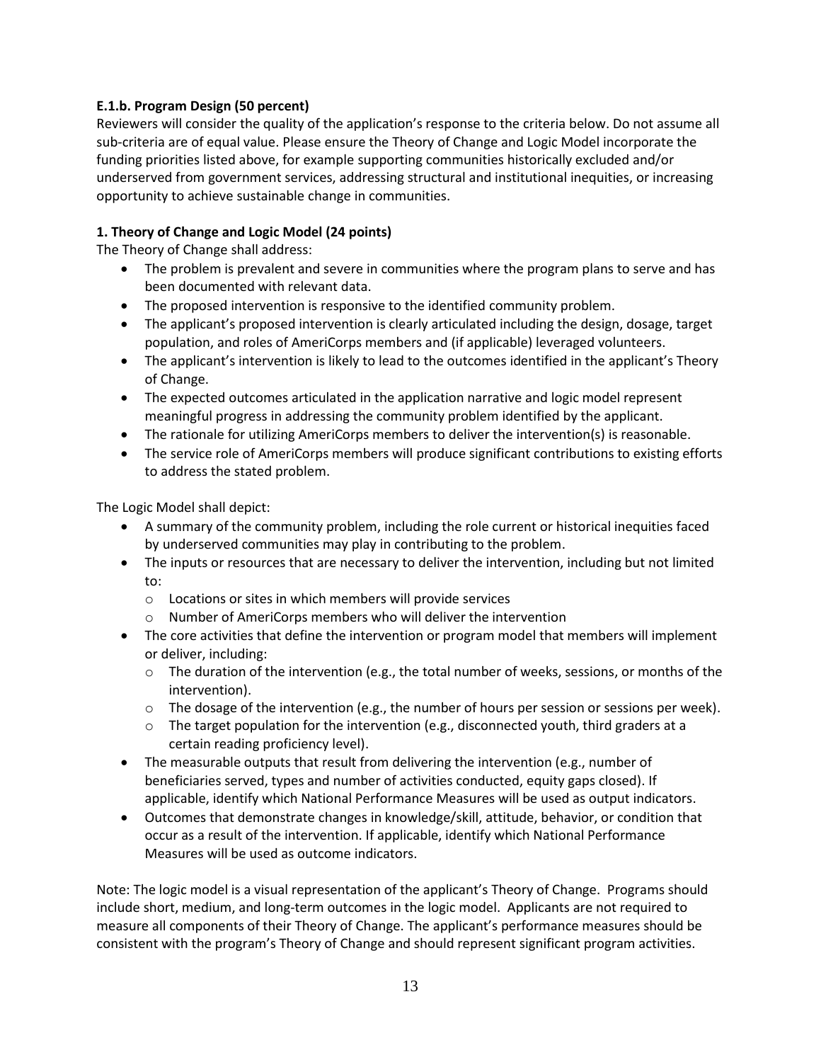**E.1.b. Program Design (50 percent)**

Reviewers will consider the quality of the application's response to the criteria below. Do not assume all sub-criteria are of equal value. Please ensure the Theory of Change and Logic Model incorporate the funding priorities listed above, for example supporting communities historically excluded and/or underserved from government services, addressing structural and institutional inequities, or increasing opportunity to achieve sustainable change in communities.

**1. Theory of Change and Logic Model (24 points)**

The Theory of Change shall address:

- The problem is prevalent and severe in communities where the program plans to serve and has been documented with relevant data.
- The proposed intervention is responsive to the identified community problem.
- The applicant's proposed intervention is clearly articulated including the design, dosage, target population, and roles of AmeriCorps members and (if applicable) leveraged volunteers.
- The applicant's intervention is likely to lead to the outcomes identified in the applicant's Theory of Change.
- The expected outcomes articulated in the application narrative and logic model represent meaningful progress in addressing the community problem identified by the applicant.
- The rationale for utilizing AmeriCorps members to deliver the intervention(s) is reasonable.
- The service role of AmeriCorps members will produce significant contributions to existing efforts to address the stated problem.

The Logic Model shall depict:

- A summary of the community problem, including the role current or historical inequities faced by underserved communities may play in contributing to the problem.
- The inputs or resources that are necessary to deliver the intervention, including but not limited to:
  - Locations or sites in which members will provide services
  - Number of AmeriCorps members who will deliver the intervention
- The core activities that define the intervention or program model that members will implement or deliver, including:
  - The duration of the intervention (e.g., the total number of weeks, sessions, or months of the intervention).
  - The dosage of the intervention (e.g., the number of hours per session or sessions per week).
  - The target population for the intervention (e.g., disconnected youth, third graders at a certain reading proficiency level).
- The measurable outputs that result from delivering the intervention (e.g., number of beneficiaries served, types and number of activities conducted, equity gaps closed). If applicable, identify which National Performance Measures will be used as output indicators.
- Outcomes that demonstrate changes in knowledge/skill, attitude, behavior, or condition that occur as a result of the intervention. If applicable, identify which National Performance Measures will be used as outcome indicators.

Note: The logic model is a visual representation of the applicant's Theory of Change. Programs should include short, medium, and long-term outcomes in the logic model. Applicants are not required to measure all components of their Theory of Change. The applicant's performance measures should be consistent with the program's Theory of Change and should represent significant program activities.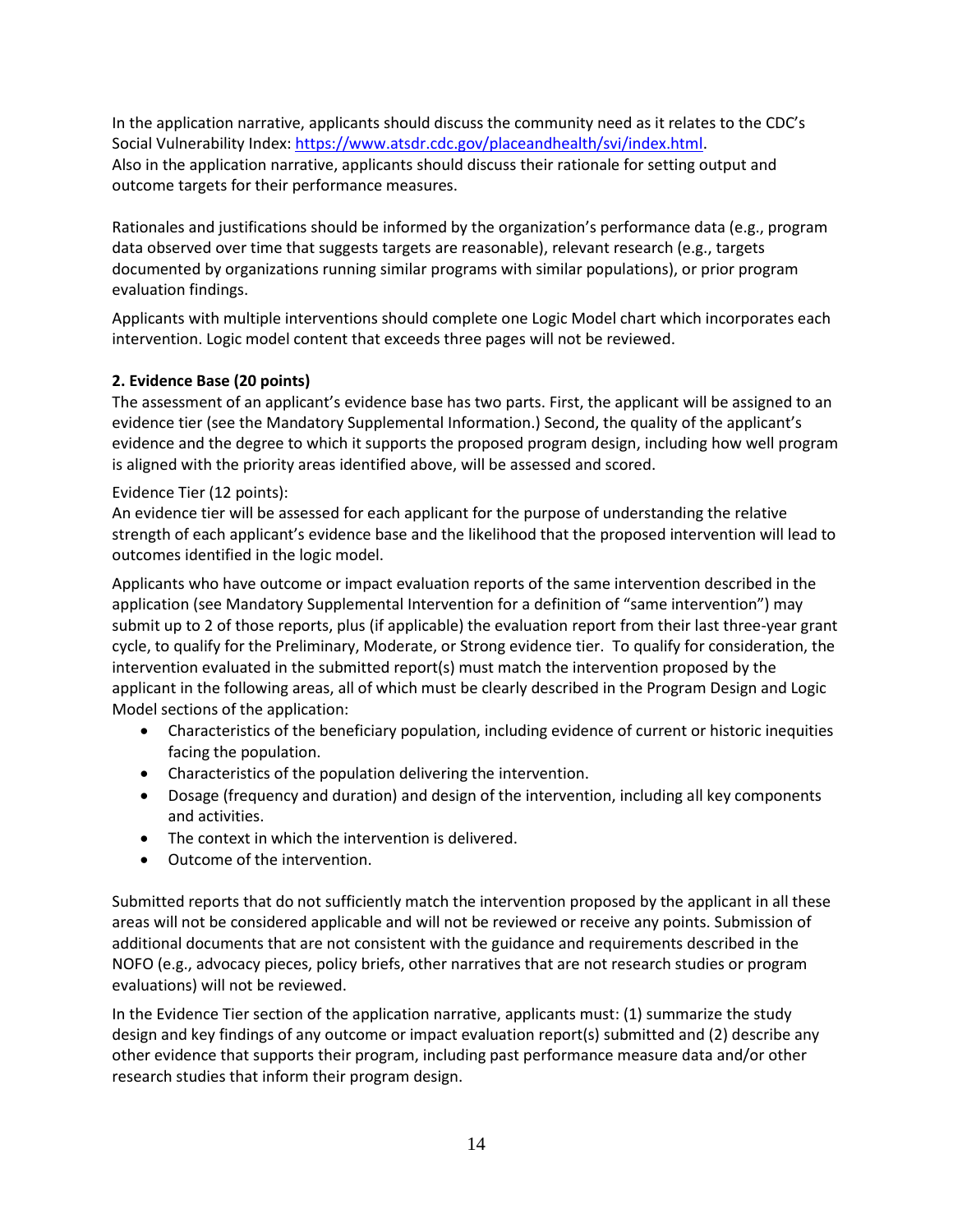In the application narrative, applicants should discuss the community need as it relates to the CDC's Social Vulnerability Index: [https://www.atsdr.cdc.gov/placeandhealth/svi/index.html](https://www.atsdr.cdc.gov/placeandhealth/svi/index.html).
Also in the application narrative, applicants should discuss their rationale for setting output and outcome targets for their performance measures.

Rationales and justifications should be informed by the organization's performance data (e.g., program data observed over time that suggests targets are reasonable), relevant research (e.g., targets documented by organizations running similar programs with similar populations), or prior program evaluation findings.

Applicants with multiple interventions should complete one Logic Model chart which incorporates each intervention. Logic model content that exceeds three pages will not be reviewed.

**2. Evidence Base (20 points)**
The assessment of an applicant's evidence base has two parts. First, the applicant will be assigned to an evidence tier (see the Mandatory Supplemental Information.) Second, the quality of the applicant's evidence and the degree to which it supports the proposed program design, including how well program is aligned with the priority areas identified above, will be assessed and scored.

Evidence Tier (12 points):
An evidence tier will be assessed for each applicant for the purpose of understanding the relative strength of each applicant's evidence base and the likelihood that the proposed intervention will lead to outcomes identified in the logic model.

Applicants who have outcome or impact evaluation reports of the same intervention described in the application (see Mandatory Supplemental Intervention for a definition of "same intervention") may submit up to 2 of those reports, plus (if applicable) the evaluation report from their last three-year grant cycle, to qualify for the Preliminary, Moderate, or Strong evidence tier. To qualify for consideration, the intervention evaluated in the submitted report(s) must match the intervention proposed by the applicant in the following areas, all of which must be clearly described in the Program Design and Logic Model sections of the application:

- Characteristics of the beneficiary population, including evidence of current or historic inequities facing the population.
- Characteristics of the population delivering the intervention.
- Dosage (frequency and duration) and design of the intervention, including all key components and activities.
- The context in which the intervention is delivered.
- Outcome of the intervention.

Submitted reports that do not sufficiently match the intervention proposed by the applicant in all these areas will not be considered applicable and will not be reviewed or receive any points. Submission of additional documents that are not consistent with the guidance and requirements described in the NOFO (e.g., advocacy pieces, policy briefs, other narratives that are not research studies or program evaluations) will not be reviewed.

In the Evidence Tier section of the application narrative, applicants must: (1) summarize the study design and key findings of any outcome or impact evaluation report(s) submitted and (2) describe any other evidence that supports their program, including past performance measure data and/or other research studies that inform their program design.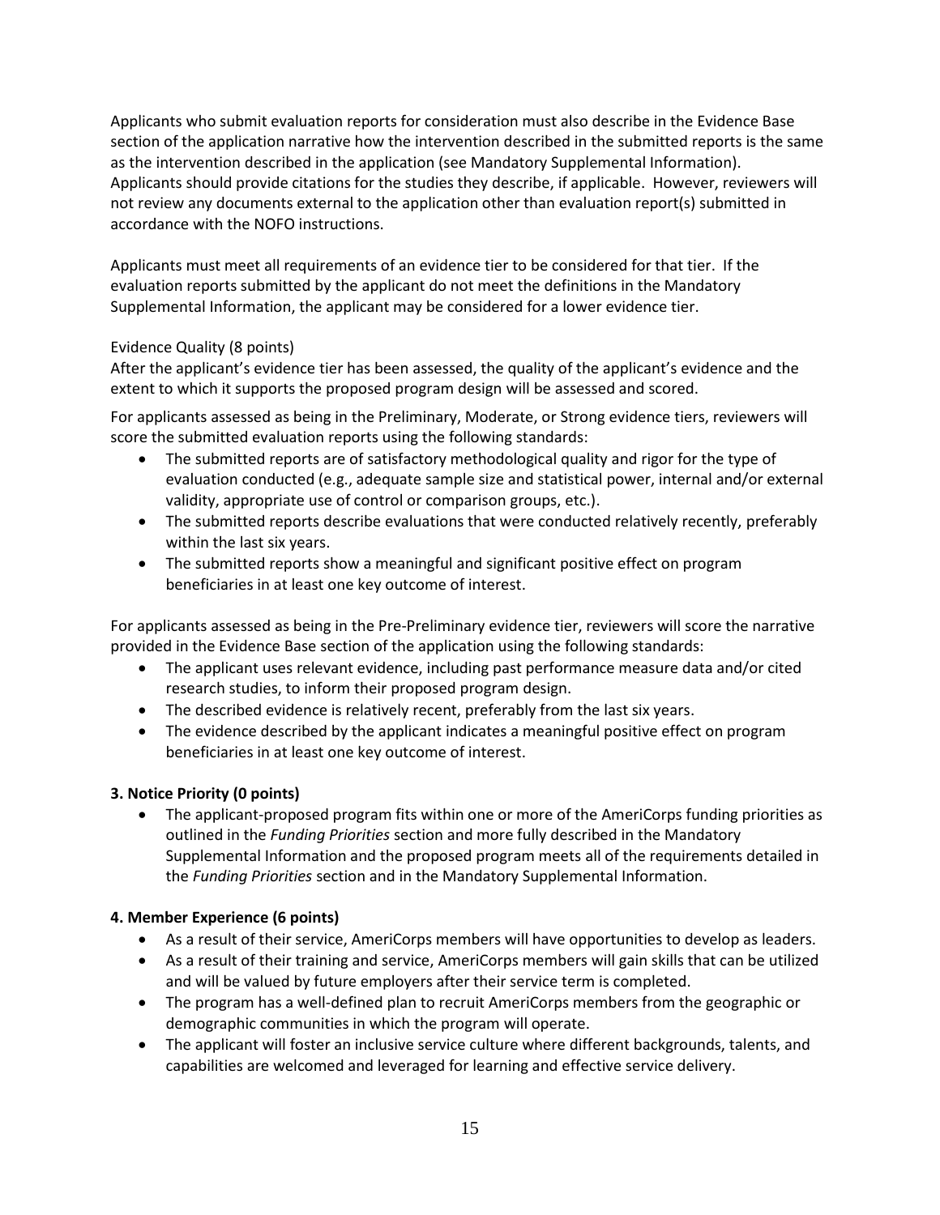Applicants who submit evaluation reports for consideration must also describe in the Evidence Base section of the application narrative how the intervention described in the submitted reports is the same as the intervention described in the application (see Mandatory Supplemental Information). Applicants should provide citations for the studies they describe, if applicable. However, reviewers will not review any documents external to the application other than evaluation report(s) submitted in accordance with the NOFO instructions.

Applicants must meet all requirements of an evidence tier to be considered for that tier. If the evaluation reports submitted by the applicant do not meet the definitions in the Mandatory Supplemental Information, the applicant may be considered for a lower evidence tier.

Evidence Quality (8 points)

After the applicant's evidence tier has been assessed, the quality of the applicant's evidence and the extent to which it supports the proposed program design will be assessed and scored.

For applicants assessed as being in the Preliminary, Moderate, or Strong evidence tiers, reviewers will score the submitted evaluation reports using the following standards:

- The submitted reports are of satisfactory methodological quality and rigor for the type of evaluation conducted (e.g., adequate sample size and statistical power, internal and/or external validity, appropriate use of control or comparison groups, etc.).
- The submitted reports describe evaluations that were conducted relatively recently, preferably within the last six years.
- The submitted reports show a meaningful and significant positive effect on program beneficiaries in at least one key outcome of interest.

For applicants assessed as being in the Pre-Preliminary evidence tier, reviewers will score the narrative provided in the Evidence Base section of the application using the following standards:

- The applicant uses relevant evidence, including past performance measure data and/or cited research studies, to inform their proposed program design.
- The described evidence is relatively recent, preferably from the last six years.
- The evidence described by the applicant indicates a meaningful positive effect on program beneficiaries in at least one key outcome of interest.

**3. Notice Priority (0 points)**

- The applicant-proposed program fits within one or more of the AmeriCorps funding priorities as outlined in the *Funding Priorities* section and more fully described in the Mandatory Supplemental Information and the proposed program meets all of the requirements detailed in the *Funding Priorities* section and in the Mandatory Supplemental Information.

**4. Member Experience (6 points)**

- As a result of their service, AmeriCorps members will have opportunities to develop as leaders.
- As a result of their training and service, AmeriCorps members will gain skills that can be utilized and will be valued by future employers after their service term is completed.
- The program has a well-defined plan to recruit AmeriCorps members from the geographic or demographic communities in which the program will operate.
- The applicant will foster an inclusive service culture where different backgrounds, talents, and capabilities are welcomed and leveraged for learning and effective service delivery.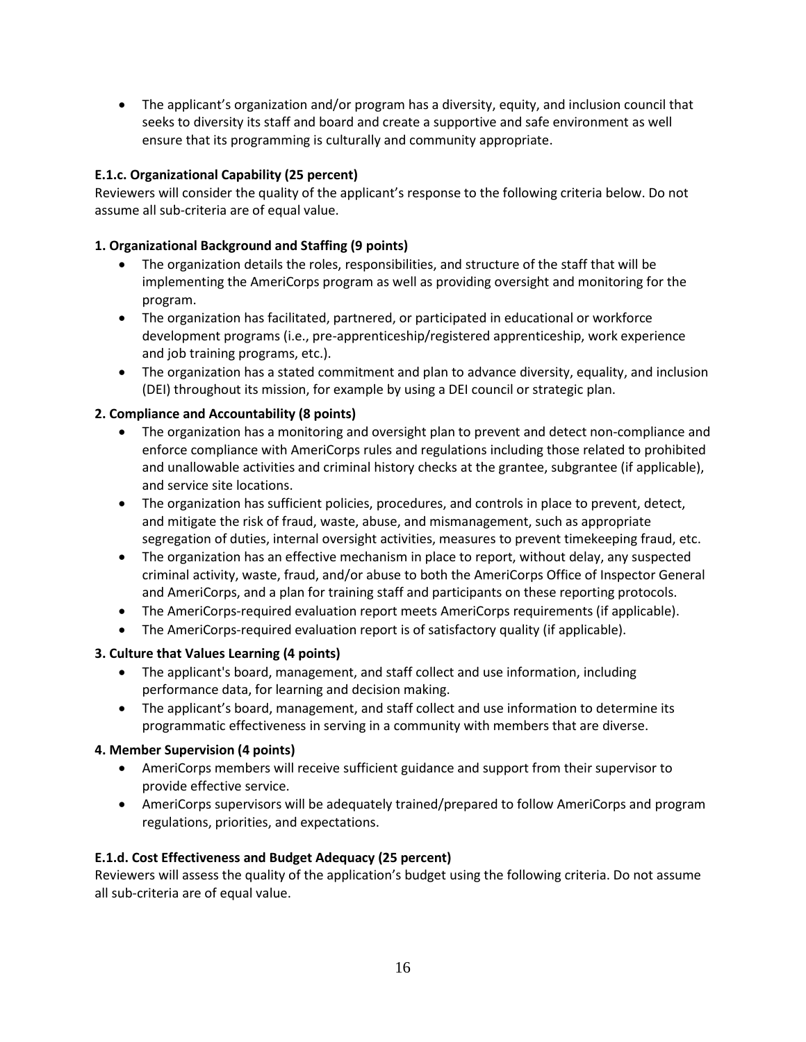- The applicant's organization and/or program has a diversity, equity, and inclusion council that seeks to diversity its staff and board and create a supportive and safe environment as well ensure that its programming is culturally and community appropriate.

**E.1.c. Organizational Capability (25 percent)**

Reviewers will consider the quality of the applicant's response to the following criteria below. Do not assume all sub-criteria are of equal value.

**1. Organizational Background and Staffing (9 points)**

- The organization details the roles, responsibilities, and structure of the staff that will be implementing the AmeriCorps program as well as providing oversight and monitoring for the program.
- The organization has facilitated, partnered, or participated in educational or workforce development programs (i.e., pre-apprenticeship/registered apprenticeship, work experience and job training programs, etc.).
- The organization has a stated commitment and plan to advance diversity, equality, and inclusion (DEI) throughout its mission, for example by using a DEI council or strategic plan.

**2. Compliance and Accountability (8 points)**

- The organization has a monitoring and oversight plan to prevent and detect non-compliance and enforce compliance with AmeriCorps rules and regulations including those related to prohibited and unallowable activities and criminal history checks at the grantee, subgrantee (if applicable), and service site locations.
- The organization has sufficient policies, procedures, and controls in place to prevent, detect, and mitigate the risk of fraud, waste, abuse, and mismanagement, such as appropriate segregation of duties, internal oversight activities, measures to prevent timekeeping fraud, etc.
- The organization has an effective mechanism in place to report, without delay, any suspected criminal activity, waste, fraud, and/or abuse to both the AmeriCorps Office of Inspector General and AmeriCorps, and a plan for training staff and participants on these reporting protocols.
- The AmeriCorps-required evaluation report meets AmeriCorps requirements (if applicable).
- The AmeriCorps-required evaluation report is of satisfactory quality (if applicable).

**3. Culture that Values Learning (4 points)**

- The applicant's board, management, and staff collect and use information, including performance data, for learning and decision making.
- The applicant's board, management, and staff collect and use information to determine its programmatic effectiveness in serving in a community with members that are diverse.

**4. Member Supervision (4 points)**

- AmeriCorps members will receive sufficient guidance and support from their supervisor to provide effective service.
- AmeriCorps supervisors will be adequately trained/prepared to follow AmeriCorps and program regulations, priorities, and expectations.

**E.1.d. Cost Effectiveness and Budget Adequacy (25 percent)**

Reviewers will assess the quality of the application's budget using the following criteria. Do not assume all sub-criteria are of equal value.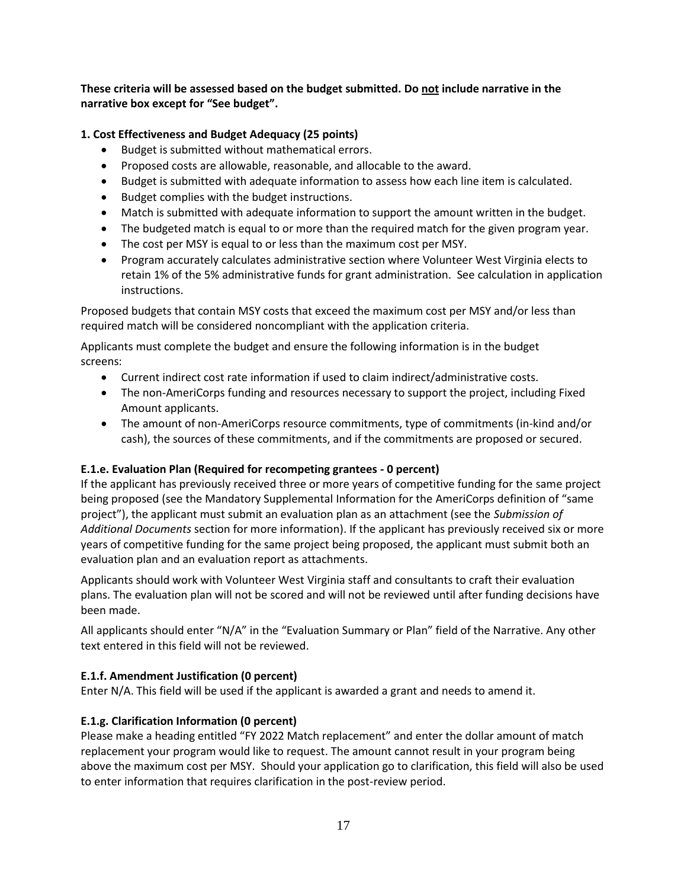**These criteria will be assessed based on the budget submitted. Do not include narrative in the narrative box except for "See budget".**

**1. Cost Effectiveness and Budget Adequacy (25 points)**

- Budget is submitted without mathematical errors.
- Proposed costs are allowable, reasonable, and allocable to the award.
- Budget is submitted with adequate information to assess how each line item is calculated.
- Budget complies with the budget instructions.
- Match is submitted with adequate information to support the amount written in the budget.
- The budgeted match is equal to or more than the required match for the given program year.
- The cost per MSY is equal to or less than the maximum cost per MSY.
- Program accurately calculates administrative section where Volunteer West Virginia elects to retain 1% of the 5% administrative funds for grant administration. See calculation in application instructions.

Proposed budgets that contain MSY costs that exceed the maximum cost per MSY and/or less than required match will be considered noncompliant with the application criteria.

Applicants must complete the budget and ensure the following information is in the budget screens:

- Current indirect cost rate information if used to claim indirect/administrative costs.
- The non-AmeriCorps funding and resources necessary to support the project, including Fixed Amount applicants.
- The amount of non-AmeriCorps resource commitments, type of commitments (in-kind and/or cash), the sources of these commitments, and if the commitments are proposed or secured.

**E.1.e. Evaluation Plan (Required for recompeting grantees - 0 percent)**

If the applicant has previously received three or more years of competitive funding for the same project being proposed (see the Mandatory Supplemental Information for the AmeriCorps definition of "same project"), the applicant must submit an evaluation plan as an attachment (see the *Submission of Additional Documents* section for more information). If the applicant has previously received six or more years of competitive funding for the same project being proposed, the applicant must submit both an evaluation plan and an evaluation report as attachments.

Applicants should work with Volunteer West Virginia staff and consultants to craft their evaluation plans. The evaluation plan will not be scored and will not be reviewed until after funding decisions have been made.

All applicants should enter "N/A" in the "Evaluation Summary or Plan" field of the Narrative. Any other text entered in this field will not be reviewed.

**E.1.f. Amendment Justification (0 percent)**

Enter N/A. This field will be used if the applicant is awarded a grant and needs to amend it.

**E.1.g. Clarification Information (0 percent)**

Please make a heading entitled "FY 2022 Match replacement" and enter the dollar amount of match replacement your program would like to request. The amount cannot result in your program being above the maximum cost per MSY. Should your application go to clarification, this field will also be used to enter information that requires clarification in the post-review period.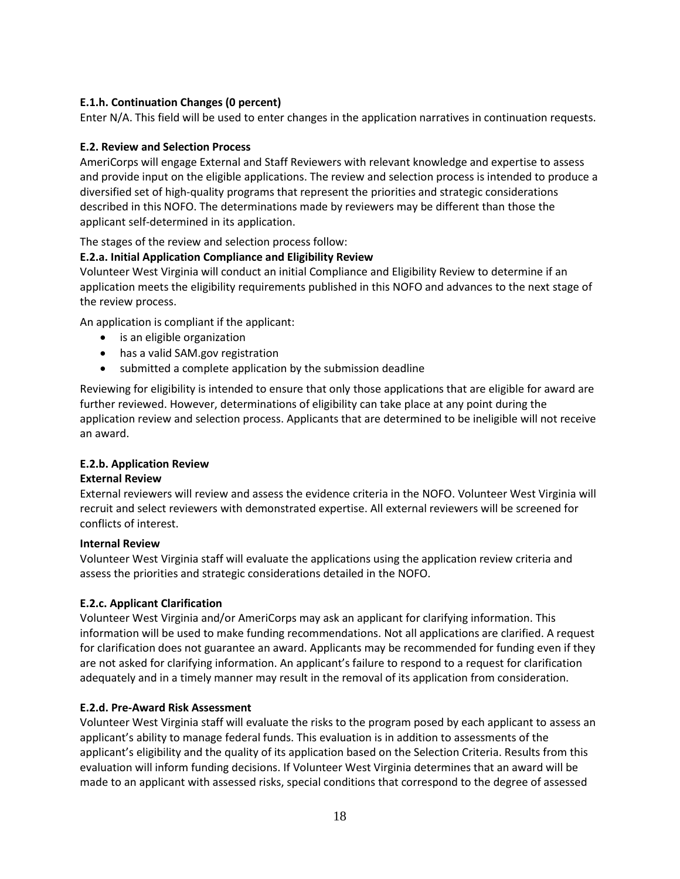### E.1.h. Continuation Changes (0 percent)

Enter N/A. This field will be used to enter changes in the application narratives in continuation requests.

### E.2. Review and Selection Process

AmeriCorps will engage External and Staff Reviewers with relevant knowledge and expertise to assess and provide input on the eligible applications. The review and selection process is intended to produce a diversified set of high-quality programs that represent the priorities and strategic considerations described in this NOFO. The determinations made by reviewers may be different than those the applicant self-determined in its application.

The stages of the review and selection process follow:

#### E.2.a. Initial Application Compliance and Eligibility Review

Volunteer West Virginia will conduct an initial Compliance and Eligibility Review to determine if an application meets the eligibility requirements published in this NOFO and advances to the next stage of the review process.

An application is compliant if the applicant:

- is an eligible organization
- has a valid SAM.gov registration
- submitted a complete application by the submission deadline

Reviewing for eligibility is intended to ensure that only those applications that are eligible for award are further reviewed. However, determinations of eligibility can take place at any point during the application review and selection process. Applicants that are determined to be ineligible will not receive an award.

#### E.2.b. Application Review

**External Review**

External reviewers will review and assess the evidence criteria in the NOFO. Volunteer West Virginia will recruit and select reviewers with demonstrated expertise. All external reviewers will be screened for conflicts of interest.

**Internal Review**

Volunteer West Virginia staff will evaluate the applications using the application review criteria and assess the priorities and strategic considerations detailed in the NOFO.

#### E.2.c. Applicant Clarification

Volunteer West Virginia and/or AmeriCorps may ask an applicant for clarifying information. This information will be used to make funding recommendations. Not all applications are clarified. A request for clarification does not guarantee an award. Applicants may be recommended for funding even if they are not asked for clarifying information. An applicant's failure to respond to a request for clarification adequately and in a timely manner may result in the removal of its application from consideration.

#### E.2.d. Pre-Award Risk Assessment

Volunteer West Virginia staff will evaluate the risks to the program posed by each applicant to assess an applicant's ability to manage federal funds. This evaluation is in addition to assessments of the applicant's eligibility and the quality of its application based on the Selection Criteria. Results from this evaluation will inform funding decisions. If Volunteer West Virginia determines that an award will be made to an applicant with assessed risks, special conditions that correspond to the degree of assessed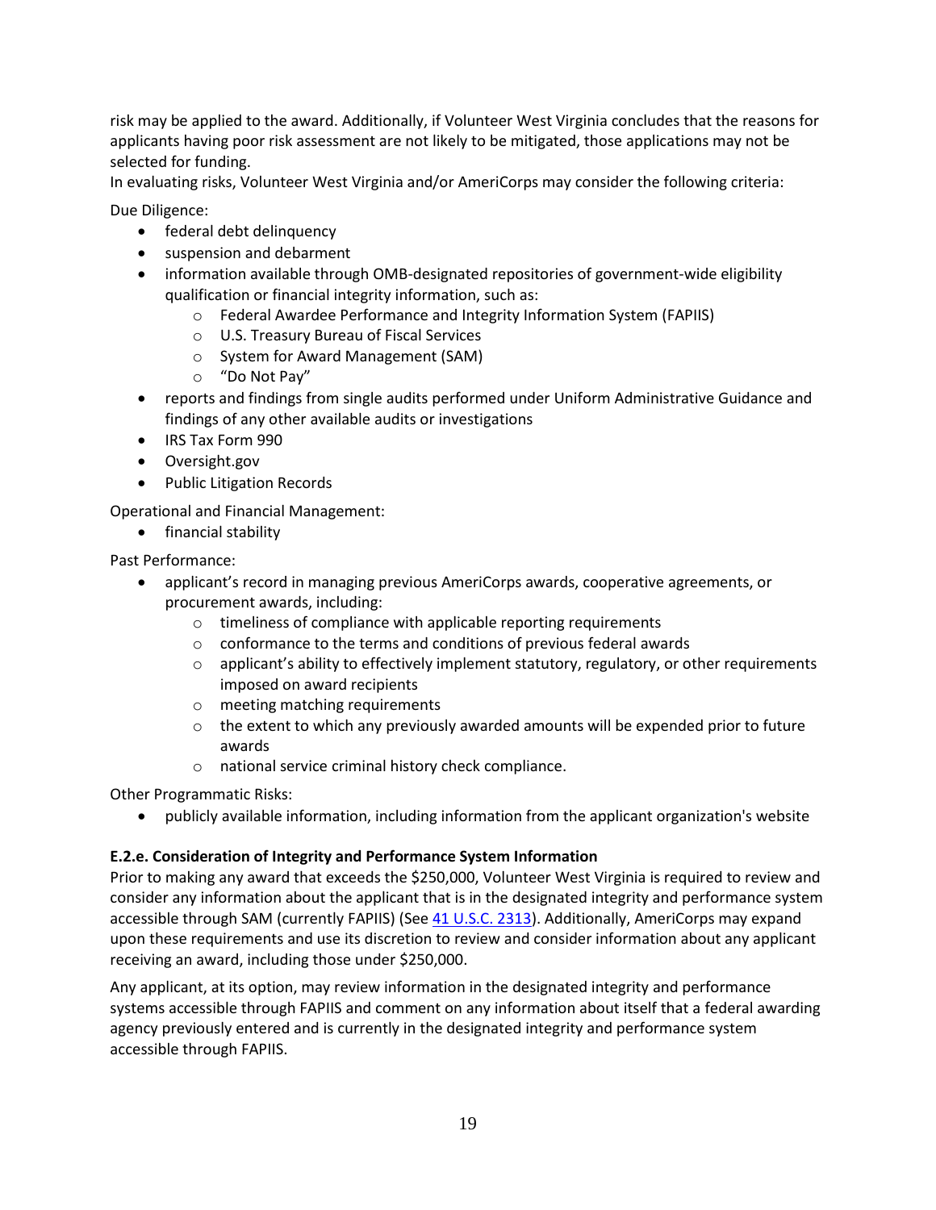risk may be applied to the award. Additionally, if Volunteer West Virginia concludes that the reasons for applicants having poor risk assessment are not likely to be mitigated, those applications may not be selected for funding.

In evaluating risks, Volunteer West Virginia and/or AmeriCorps may consider the following criteria:

Due Diligence:

- federal debt delinquency
- suspension and debarment
- information available through OMB-designated repositories of government-wide eligibility qualification or financial integrity information, such as:
  - Federal Awardee Performance and Integrity Information System (FAPIIS)
  - U.S. Treasury Bureau of Fiscal Services
  - System for Award Management (SAM)
  - "Do Not Pay"
- reports and findings from single audits performed under Uniform Administrative Guidance and findings of any other available audits or investigations
- IRS Tax Form 990
- Oversight.gov
- Public Litigation Records

Operational and Financial Management:

- financial stability

Past Performance:

- applicant's record in managing previous AmeriCorps awards, cooperative agreements, or procurement awards, including:
  - timeliness of compliance with applicable reporting requirements
  - conformance to the terms and conditions of previous federal awards
  - applicant's ability to effectively implement statutory, regulatory, or other requirements imposed on award recipients
  - meeting matching requirements
  - the extent to which any previously awarded amounts will be expended prior to future awards
  - national service criminal history check compliance.

Other Programmatic Risks:

- publicly available information, including information from the applicant organization's website

**E.2.e. Consideration of Integrity and Performance System Information**

Prior to making any award that exceeds the $250,000, Volunteer West Virginia is required to review and consider any information about the applicant that is in the designated integrity and performance system accessible through SAM (currently FAPIIS) (See 41 U.S.C. 2313). Additionally, AmeriCorps may expand upon these requirements and use its discretion to review and consider information about any applicant receiving an award, including those under $250,000.

Any applicant, at its option, may review information in the designated integrity and performance systems accessible through FAPIIS and comment on any information about itself that a federal awarding agency previously entered and is currently in the designated integrity and performance system accessible through FAPIIS.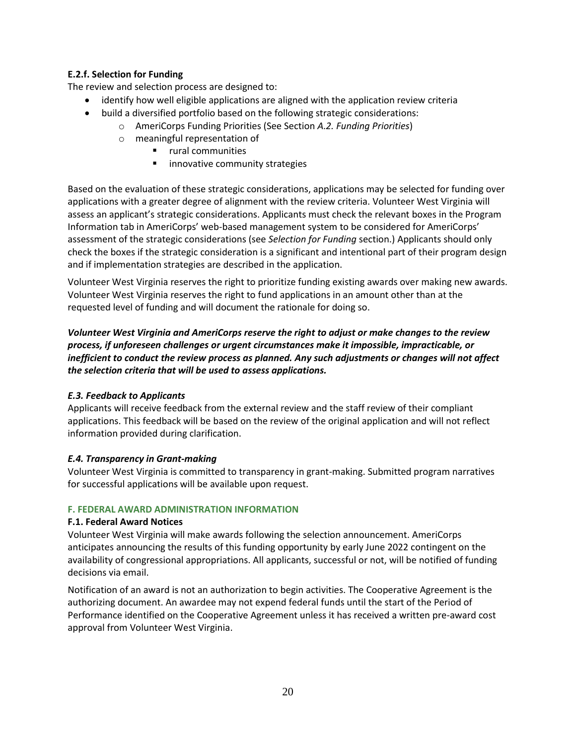#### **E.2.f. Selection for Funding**

The review and selection process are designed to:

- identify how well eligible applications are aligned with the application review criteria
- build a diversified portfolio based on the following strategic considerations:
  - AmeriCorps Funding Priorities (See Section *A.2. Funding Priorities*)
  - meaningful representation of
    - rural communities
    - innovative community strategies

Based on the evaluation of these strategic considerations, applications may be selected for funding over applications with a greater degree of alignment with the review criteria. Volunteer West Virginia will assess an applicant's strategic considerations. Applicants must check the relevant boxes in the Program Information tab in AmeriCorps' web-based management system to be considered for AmeriCorps' assessment of the strategic considerations (see *Selection for Funding* section.) Applicants should only check the boxes if the strategic consideration is a significant and intentional part of their program design and if implementation strategies are described in the application.

Volunteer West Virginia reserves the right to prioritize funding existing awards over making new awards. Volunteer West Virginia reserves the right to fund applications in an amount other than at the requested level of funding and will document the rationale for doing so.

***Volunteer West Virginia and AmeriCorps reserve the right to adjust or make changes to the review process, if unforeseen challenges or urgent circumstances make it impossible, impracticable, or inefficient to conduct the review process as planned. Any such adjustments or changes will not affect the selection criteria that will be used to assess applications.***

### *E.3. Feedback to Applicants*

Applicants will receive feedback from the external review and the staff review of their compliant applications. This feedback will be based on the review of the original application and will not reflect information provided during clarification.

### *E.4. Transparency in Grant-making*

Volunteer West Virginia is committed to transparency in grant-making. Submitted program narratives for successful applications will be available upon request.

## F. FEDERAL AWARD ADMINISTRATION INFORMATION

### **F.1. Federal Award Notices**

Volunteer West Virginia will make awards following the selection announcement. AmeriCorps anticipates announcing the results of this funding opportunity by early June 2022 contingent on the availability of congressional appropriations. All applicants, successful or not, will be notified of funding decisions via email.

Notification of an award is not an authorization to begin activities. The Cooperative Agreement is the authorizing document. An awardee may not expend federal funds until the start of the Period of Performance identified on the Cooperative Agreement unless it has received a written pre-award cost approval from Volunteer West Virginia.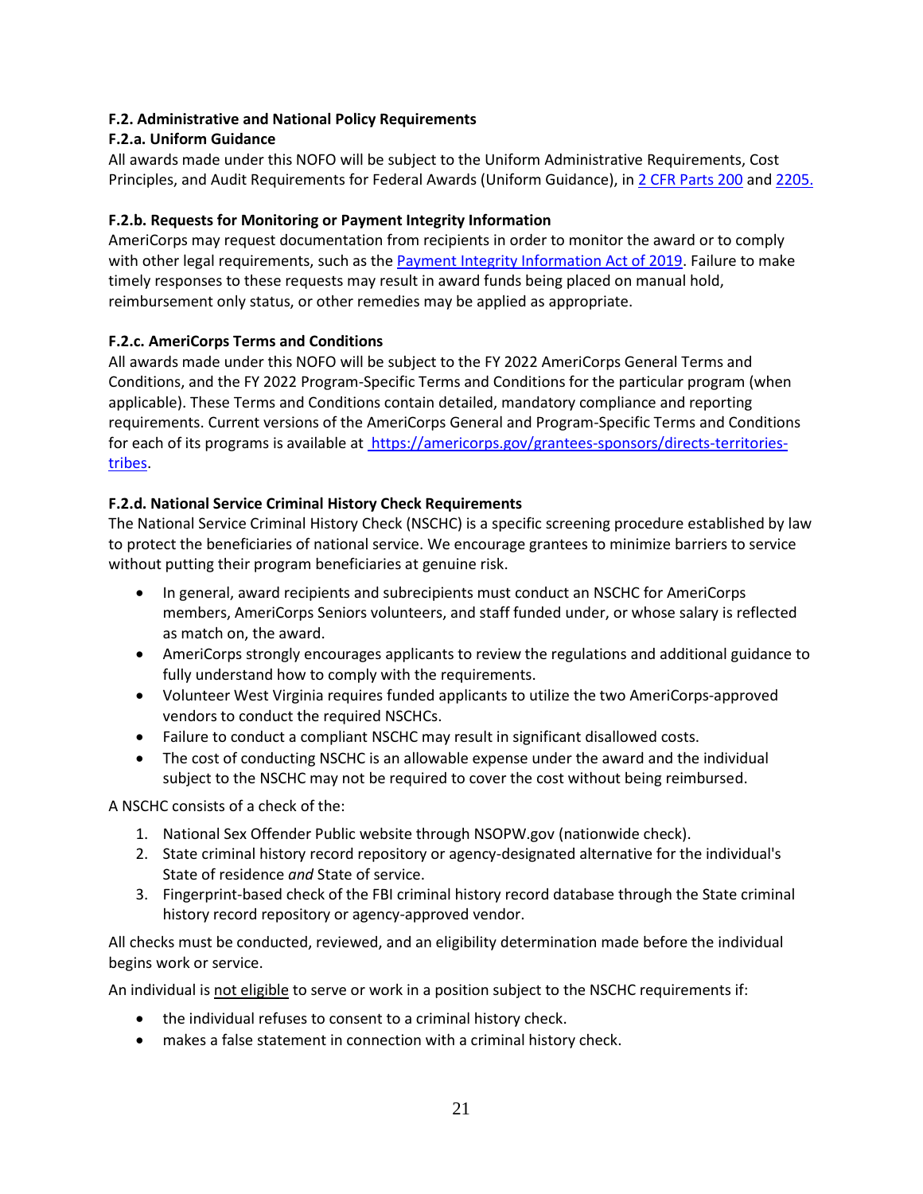### F.2. Administrative and National Policy Requirements

#### F.2.a. Uniform Guidance

All awards made under this NOFO will be subject to the Uniform Administrative Requirements, Cost Principles, and Audit Requirements for Federal Awards (Uniform Guidance), in 2 CFR Parts 200 and 2205.

#### F.2.b. Requests for Monitoring or Payment Integrity Information

AmeriCorps may request documentation from recipients in order to monitor the award or to comply with other legal requirements, such as the Payment Integrity Information Act of 2019. Failure to make timely responses to these requests may result in award funds being placed on manual hold, reimbursement only status, or other remedies may be applied as appropriate.

#### F.2.c. AmeriCorps Terms and Conditions

All awards made under this NOFO will be subject to the FY 2022 AmeriCorps General Terms and Conditions, and the FY 2022 Program-Specific Terms and Conditions for the particular program (when applicable). These Terms and Conditions contain detailed, mandatory compliance and reporting requirements. Current versions of the AmeriCorps General and Program-Specific Terms and Conditions for each of its programs is available at https://americorps.gov/grantees-sponsors/directs-territories-tribes.

#### F.2.d. National Service Criminal History Check Requirements

The National Service Criminal History Check (NSCHC) is a specific screening procedure established by law to protect the beneficiaries of national service. We encourage grantees to minimize barriers to service without putting their program beneficiaries at genuine risk.

- In general, award recipients and subrecipients must conduct an NSCHC for AmeriCorps members, AmeriCorps Seniors volunteers, and staff funded under, or whose salary is reflected as match on, the award.
- AmeriCorps strongly encourages applicants to review the regulations and additional guidance to fully understand how to comply with the requirements.
- Volunteer West Virginia requires funded applicants to utilize the two AmeriCorps-approved vendors to conduct the required NSCHCs.
- Failure to conduct a compliant NSCHC may result in significant disallowed costs.
- The cost of conducting NSCHC is an allowable expense under the award and the individual subject to the NSCHC may not be required to cover the cost without being reimbursed.

A NSCHC consists of a check of the:

1. National Sex Offender Public website through NSOPW.gov (nationwide check).
2. State criminal history record repository or agency-designated alternative for the individual's State of residence *and* State of service.
3. Fingerprint-based check of the FBI criminal history record database through the State criminal history record repository or agency-approved vendor.

All checks must be conducted, reviewed, and an eligibility determination made before the individual begins work or service.

An individual is <u>not eligible</u> to serve or work in a position subject to the NSCHC requirements if:

- the individual refuses to consent to a criminal history check.
- makes a false statement in connection with a criminal history check.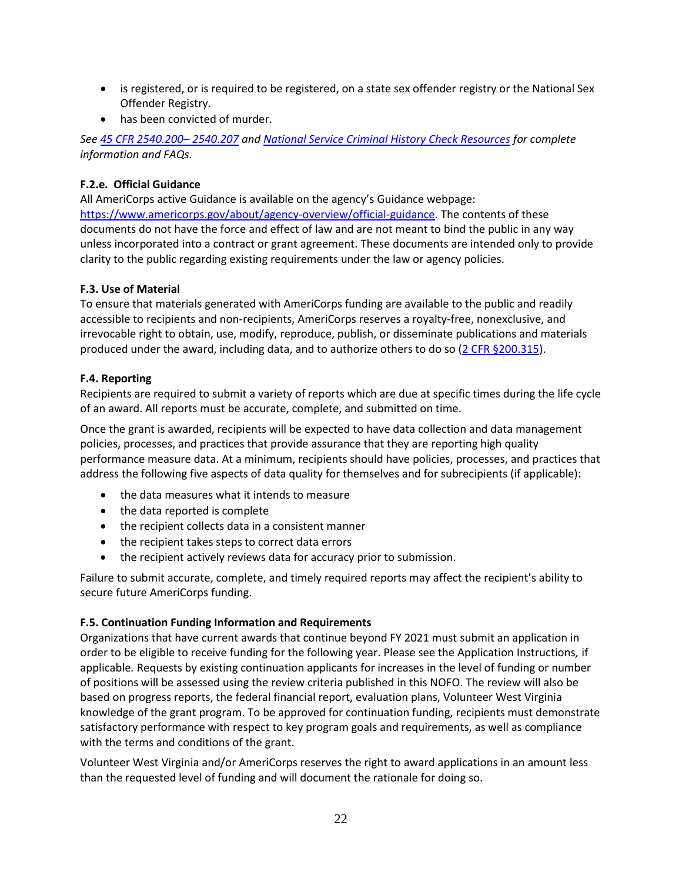- is registered, or is required to be registered, on a state sex offender registry or the National Sex Offender Registry.
- has been convicted of murder.

*See [45 CFR 2540.200– 2540.207](https://www.ecfr.gov) and [National Service Criminal History Check Resources](https://www.americorps.gov) for complete information and FAQs.*

**F.2.e. Official Guidance**

All AmeriCorps active Guidance is available on the agency's Guidance webpage: [https://www.americorps.gov/about/agency-overview/official-guidance](https://www.americorps.gov/about/agency-overview/official-guidance). The contents of these documents do not have the force and effect of law and are not meant to bind the public in any way unless incorporated into a contract or grant agreement. These documents are intended only to provide clarity to the public regarding existing requirements under the law or agency policies.

**F.3. Use of Material**

To ensure that materials generated with AmeriCorps funding are available to the public and readily accessible to recipients and non-recipients, AmeriCorps reserves a royalty-free, nonexclusive, and irrevocable right to obtain, use, modify, reproduce, publish, or disseminate publications and materials produced under the award, including data, and to authorize others to do so ([2 CFR §200.315](https://www.ecfr.gov)).

**F.4. Reporting**

Recipients are required to submit a variety of reports which are due at specific times during the life cycle of an award. All reports must be accurate, complete, and submitted on time.

Once the grant is awarded, recipients will be expected to have data collection and data management policies, processes, and practices that provide assurance that they are reporting high quality performance measure data. At a minimum, recipients should have policies, processes, and practices that address the following five aspects of data quality for themselves and for subrecipients (if applicable):

- the data measures what it intends to measure
- the data reported is complete
- the recipient collects data in a consistent manner
- the recipient takes steps to correct data errors
- the recipient actively reviews data for accuracy prior to submission.

Failure to submit accurate, complete, and timely required reports may affect the recipient's ability to secure future AmeriCorps funding.

**F.5. Continuation Funding Information and Requirements**

Organizations that have current awards that continue beyond FY 2021 must submit an application in order to be eligible to receive funding for the following year. Please see the Application Instructions, if applicable. Requests by existing continuation applicants for increases in the level of funding or number of positions will be assessed using the review criteria published in this NOFO. The review will also be based on progress reports, the federal financial report, evaluation plans, Volunteer West Virginia knowledge of the grant program. To be approved for continuation funding, recipients must demonstrate satisfactory performance with respect to key program goals and requirements, as well as compliance with the terms and conditions of the grant.

Volunteer West Virginia and/or AmeriCorps reserves the right to award applications in an amount less than the requested level of funding and will document the rationale for doing so.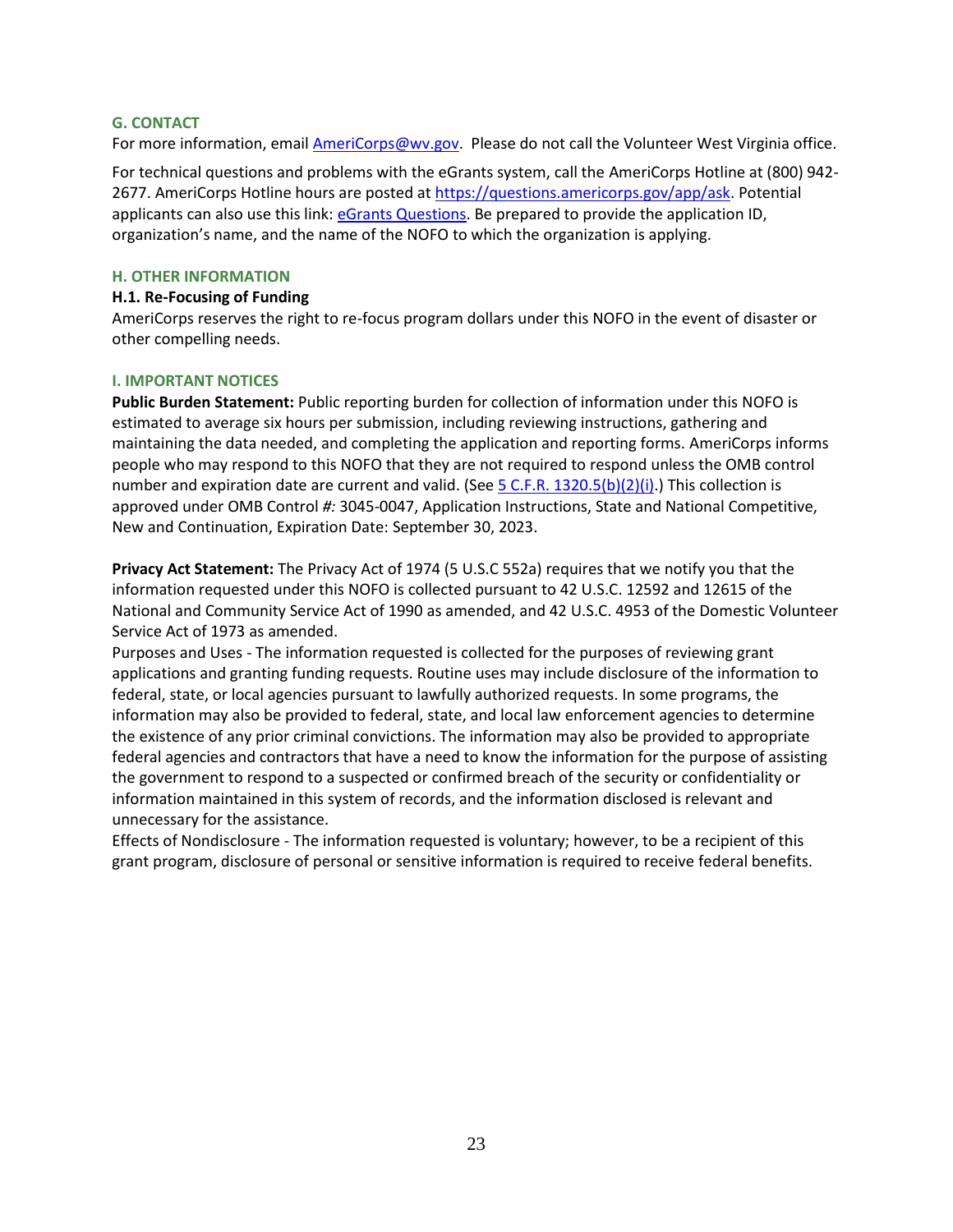## G. CONTACT

For more information, email [AmeriCorps@wv.gov](mailto:AmeriCorps@wv.gov). Please do not call the Volunteer West Virginia office.

For technical questions and problems with the eGrants system, call the AmeriCorps Hotline at (800) 942-2677. AmeriCorps Hotline hours are posted at [https://questions.americorps.gov/app/ask](https://questions.americorps.gov/app/ask). Potential applicants can also use this link: eGrants Questions. Be prepared to provide the application ID, organization's name, and the name of the NOFO to which the organization is applying.

## H. OTHER INFORMATION

### H.1. Re-Focusing of Funding

AmeriCorps reserves the right to re-focus program dollars under this NOFO in the event of disaster or other compelling needs.

## I. IMPORTANT NOTICES

**Public Burden Statement:** Public reporting burden for collection of information under this NOFO is estimated to average six hours per submission, including reviewing instructions, gathering and maintaining the data needed, and completing the application and reporting forms. AmeriCorps informs people who may respond to this NOFO that they are not required to respond unless the OMB control number and expiration date are current and valid. (See 5 C.F.R. 1320.5(b)(2)(i).) This collection is approved under OMB Control *#:* 3045-0047, Application Instructions, State and National Competitive, New and Continuation, Expiration Date: September 30, 2023.

**Privacy Act Statement:** The Privacy Act of 1974 (5 U.S.C 552a) requires that we notify you that the information requested under this NOFO is collected pursuant to 42 U.S.C. 12592 and 12615 of the National and Community Service Act of 1990 as amended, and 42 U.S.C. 4953 of the Domestic Volunteer Service Act of 1973 as amended.

Purposes and Uses - The information requested is collected for the purposes of reviewing grant applications and granting funding requests. Routine uses may include disclosure of the information to federal, state, or local agencies pursuant to lawfully authorized requests. In some programs, the information may also be provided to federal, state, and local law enforcement agencies to determine the existence of any prior criminal convictions. The information may also be provided to appropriate federal agencies and contractors that have a need to know the information for the purpose of assisting the government to respond to a suspected or confirmed breach of the security or confidentiality or information maintained in this system of records, and the information disclosed is relevant and unnecessary for the assistance.

Effects of Nondisclosure - The information requested is voluntary; however, to be a recipient of this grant program, disclosure of personal or sensitive information is required to receive federal benefits.